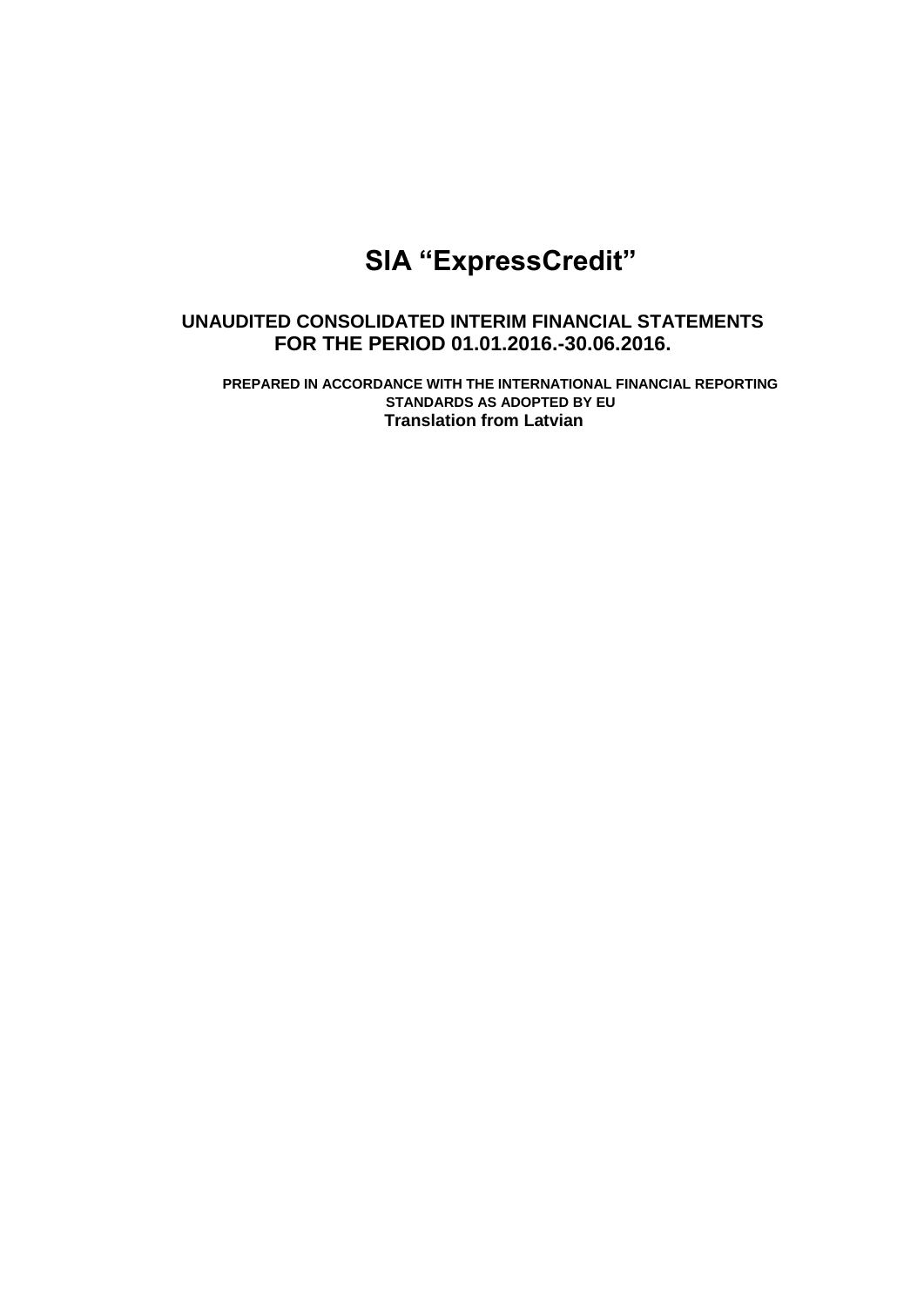# SIA “ExpressCredit”

## UNAUDITED CONSOLIDATED INTERIM FINANCIAL STATEMENTS FOR THE PERIOD 01.01.2016.-30.06.2016.

**PREPARED IN ACCORDANCE WITH THE INTERNATIONAL FINANCIAL REPORTING STANDARDS AS ADOPTED BY EU**

**Translation from Latvian**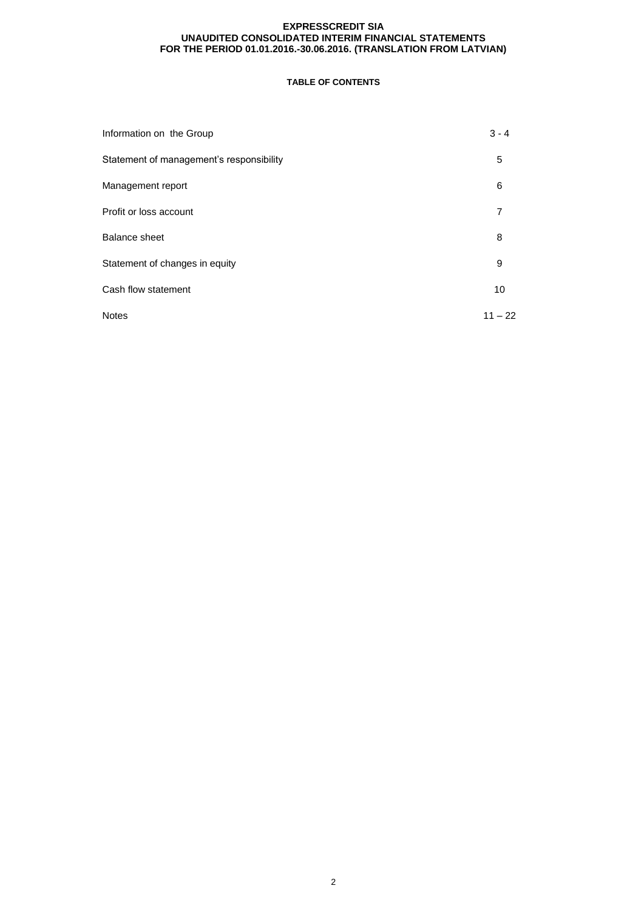## TABLE OF CONTENTS

| | |
|---|---|
| Information on the Group | 3 - 4 |
| Statement of management's responsibility | 5 |
| Management report | 6 |
| Profit or loss account | 7 |
| Balance sheet | 8 |
| Statement of changes in equity | 9 |
| Cash flow statement | 10 |
| Notes | 11 – 22 |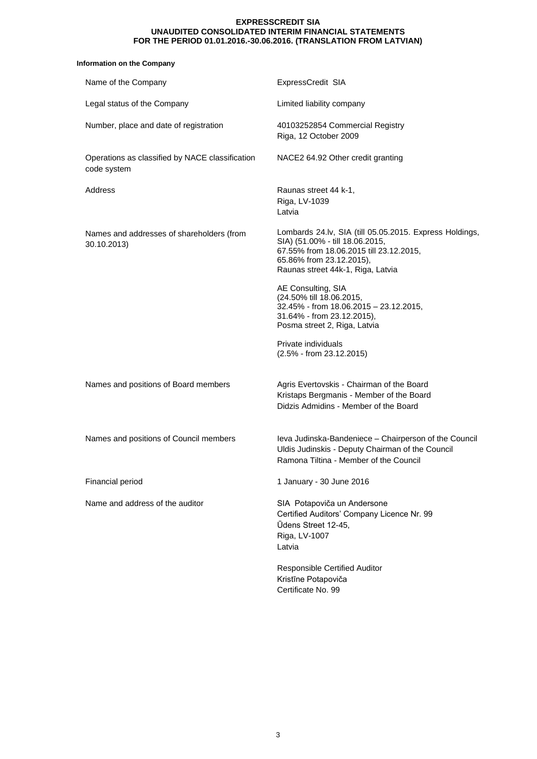**Information on the Company**

| | |
|---|---|
| Name of the Company | ExpressCredit SIA |
| Legal status of the Company | Limited liability company |
| Number, place and date of registration | 40103252854 Commercial Registry<br>Riga, 12 October 2009 |
| Operations as classified by NACE classification code system | NACE2 64.92 Other credit granting |
| Address | Raunas street 44 k-1,<br>Riga, LV-1039<br>Latvia |
| Names and addresses of shareholders (from 30.10.2013) | Lombards 24.lv, SIA (till 05.05.2015. Express Holdings, SIA) (51.00% - till 18.06.2015, 67.55% from 18.06.2015 till 23.12.2015, 65.86% from 23.12.2015), Raunas street 44k-1, Riga, Latvia<br><br>AE Consulting, SIA (24.50% till 18.06.2015, 32.45% - from 18.06.2015 – 23.12.2015, 31.64% - from 23.12.2015), Posma street 2, Riga, Latvia<br><br>Private individuals (2.5% - from 23.12.2015) |
| Names and positions of Board members | Agris Evertovskis - Chairman of the Board<br>Kristaps Bergmanis - Member of the Board<br>Didzis Admidins - Member of the Board |
| Names and positions of Council members | Ieva Judinska-Bandeniece – Chairperson of the Council<br>Uldis Judinskis - Deputy Chairman of the Council<br>Ramona Tiltina - Member of the Council |
| Financial period | 1 January - 30 June 2016 |
| Name and address of the auditor | SIA Potapoviča un Andersone<br>Certified Auditors' Company Licence Nr. 99<br>Ūdens Street 12-45,<br>Riga, LV-1007<br>Latvia<br><br>Responsible Certified Auditor<br>Kristīne Potapoviča<br>Certificate No. 99 |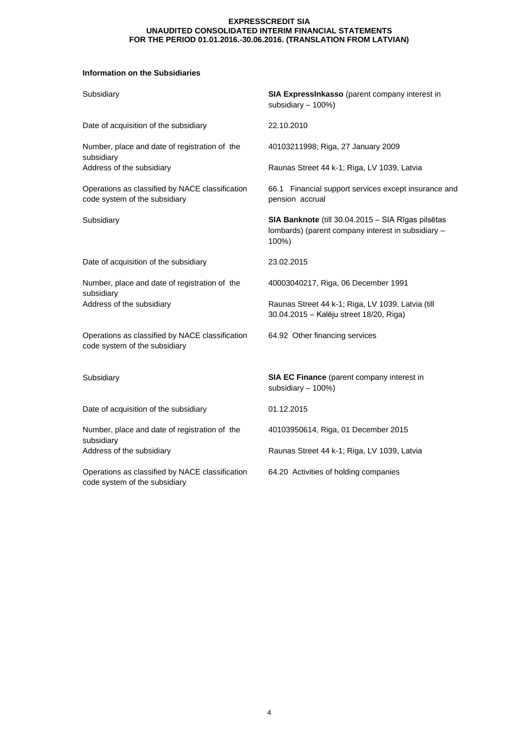### Information on the Subsidiaries

| | |
|---|---|
| Subsidiary | **SIA ExpressInkasso** (parent company interest in subsidiary – 100%) |
| Date of acquisition of the subsidiary | 22.10.2010 |
| Number, place and date of registration of the subsidiary | 40103211998; Riga, 27 January 2009 |
| Address of the subsidiary | Raunas Street 44 k-1; Riga, LV 1039, Latvia |
| Operations as classified by NACE classification code system of the subsidiary | 66.1 Financial support services except insurance and pension accrual |
| Subsidiary | **SIA Banknote** (till 30.04.2015 – SIA Rīgas pilsētas lombards) (parent company interest in subsidiary – 100%) |
| Date of acquisition of the subsidiary | 23.02.2015 |
| Number, place and date of registration of the subsidiary | 40003040217, Riga, 06 December 1991 |
| Address of the subsidiary | Raunas Street 44 k-1; Riga, LV 1039, Latvia (till 30.04.2015 – Kalēju street 18/20, Riga) |
| Operations as classified by NACE classification code system of the subsidiary | 64.92 Other financing services |
| Subsidiary | **SIA EC Finance** (parent company interest in subsidiary – 100%) |
| Date of acquisition of the subsidiary | 01.12.2015 |
| Number, place and date of registration of the subsidiary | 40103950614, Riga, 01 December 2015 |
| Address of the subsidiary | Raunas Street 44 k-1; Riga, LV 1039, Latvia |
| Operations as classified by NACE classification code system of the subsidiary | 64.20 Activities of holding companies |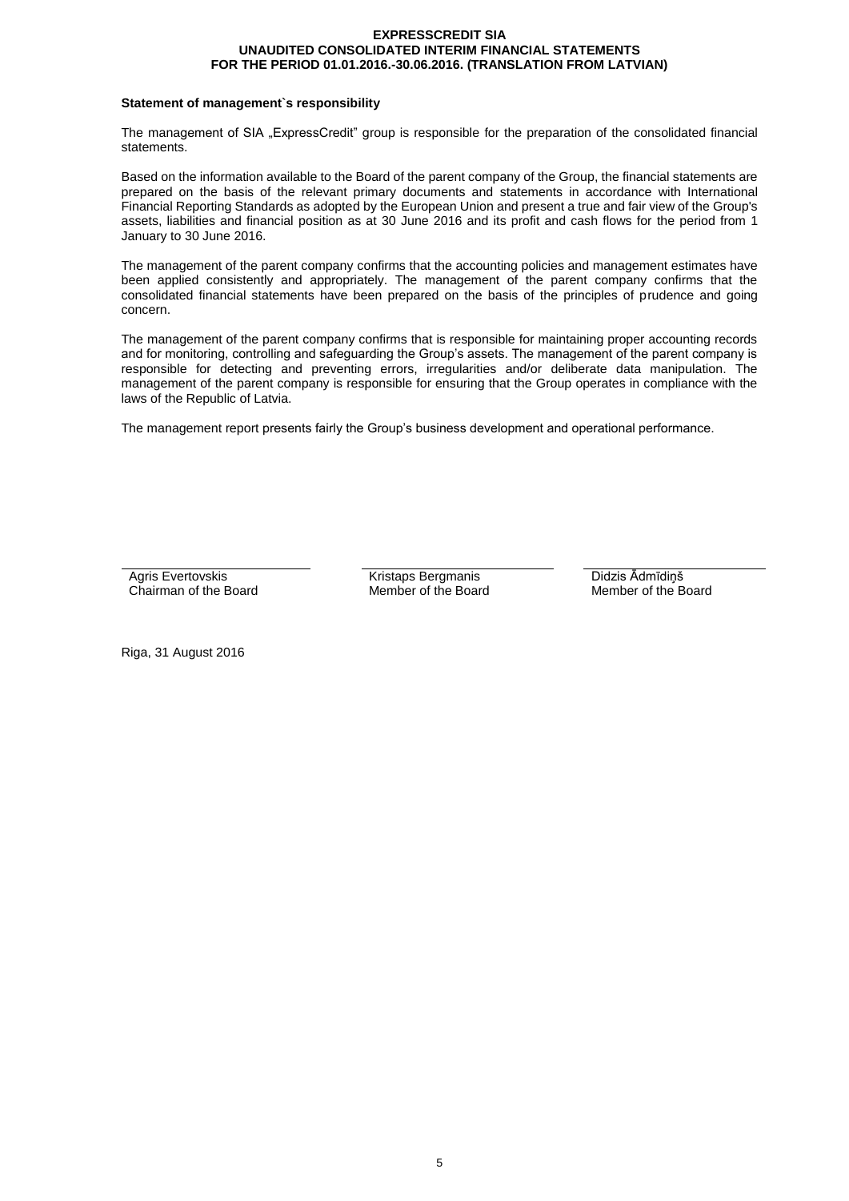**Statement of management`s responsibility**

The management of SIA „ExpressCredit" group is responsible for the preparation of the consolidated financial statements.

Based on the information available to the Board of the parent company of the Group, the financial statements are prepared on the basis of the relevant primary documents and statements in accordance with International Financial Reporting Standards as adopted by the European Union and present a true and fair view of the Group's assets, liabilities and financial position as at 30 June 2016 and its profit and cash flows for the period from 1 January to 30 June 2016.

The management of the parent company confirms that the accounting policies and management estimates have been applied consistently and appropriately. The management of the parent company confirms that the consolidated financial statements have been prepared on the basis of the principles of prudence and going concern.

The management of the parent company confirms that is responsible for maintaining proper accounting records and for monitoring, controlling and safeguarding the Group's assets. The management of the parent company is responsible for detecting and preventing errors, irregularities and/or deliberate data manipulation. The management of the parent company is responsible for ensuring that the Group operates in compliance with the laws of the Republic of Latvia.

The management report presents fairly the Group's business development and operational performance.

| Agris Evertovskis<br>Chairman of the Board | Kristaps Bergmanis<br>Member of the Board | Didzis Ādmīdiņš<br>Member of the Board |
|---|---|---|

Riga, 31 August 2016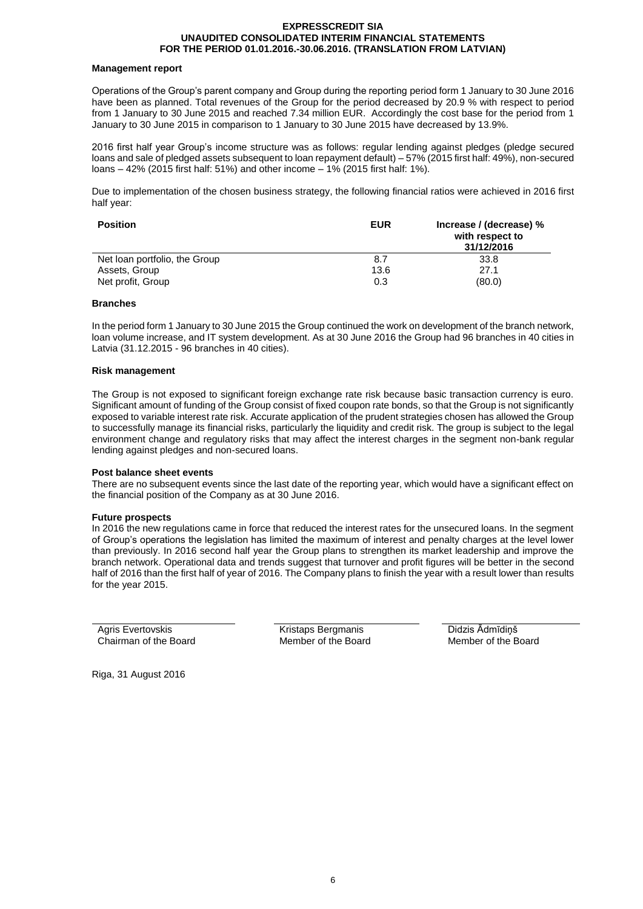## Management report

Operations of the Group's parent company and Group during the reporting period form 1 January to 30 June 2016 have been as planned. Total revenues of the Group for the period decreased by 20.9 % with respect to period from 1 January to 30 June 2015 and reached 7.34 million EUR. Accordingly the cost base for the period from 1 January to 30 June 2015 in comparison to 1 January to 30 June 2015 have decreased by 13.9%.

2016 first half year Group's income structure was as follows: regular lending against pledges (pledge secured loans and sale of pledged assets subsequent to loan repayment default) – 57% (2015 first half: 49%), non-secured loans – 42% (2015 first half: 51%) and other income – 1% (2015 first half: 1%).

Due to implementation of the chosen business strategy, the following financial ratios were achieved in 2016 first half year:

| Position | EUR | Increase / (decrease) % with respect to 31/12/2016 |
|---|---|---|
| Net loan portfolio, the Group | 8.7 | 33.8 |
| Assets, Group | 13.6 | 27.1 |
| Net profit, Group | 0.3 | (80.0) |

## Branches

In the period form 1 January to 30 June 2015 the Group continued the work on development of the branch network, loan volume increase, and IT system development. As at 30 June 2016 the Group had 96 branches in 40 cities in Latvia (31.12.2015 - 96 branches in 40 cities).

## Risk management

The Group is not exposed to significant foreign exchange rate risk because basic transaction currency is euro. Significant amount of funding of the Group consist of fixed coupon rate bonds, so that the Group is not significantly exposed to variable interest rate risk. Accurate application of the prudent strategies chosen has allowed the Group to successfully manage its financial risks, particularly the liquidity and credit risk. The group is subject to the legal environment change and regulatory risks that may affect the interest charges in the segment non-bank regular lending against pledges and non-secured loans.

## Post balance sheet events

There are no subsequent events since the last date of the reporting year, which would have a significant effect on the financial position of the Company as at 30 June 2016.

## Future prospects

In 2016 the new regulations came in force that reduced the interest rates for the unsecured loans. In the segment of Group's operations the legislation has limited the maximum of interest and penalty charges at the level lower than previously. In 2016 second half year the Group plans to strengthen its market leadership and improve the branch network. Operational data and trends suggest that turnover and profit figures will be better in the second half of 2016 than the first half of year of 2016. The Company plans to finish the year with a result lower than results for the year 2015.

| Agris Evertovskis | Kristaps Bergmanis | Didzis Ādmīdiņš |
|---|---|---|
| Chairman of the Board | Member of the Board | Member of the Board |

Riga, 31 August 2016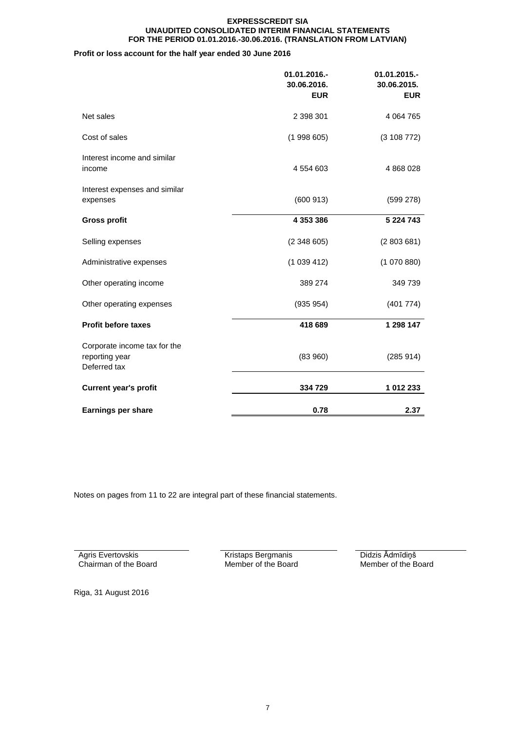**EXPRESSCREDIT SIA**
**UNAUDITED CONSOLIDATED INTERIM FINANCIAL STATEMENTS**
**FOR THE PERIOD 01.01.2016.-30.06.2016. (TRANSLATION FROM LATVIAN)**

**Profit or loss account for the half year ended 30 June 2016**

| | 01.01.2016.- 30.06.2016. EUR | 01.01.2015.- 30.06.2015. EUR |
|---|---|---|
| Net sales | 2 398 301 | 4 064 765 |
| Cost of sales | (1 998 605) | (3 108 772) |
| Interest income and similar income | 4 554 603 | 4 868 028 |
| Interest expenses and similar expenses | (600 913) | (599 278) |
| **Gross profit** | **4 353 386** | **5 224 743** |
| Selling expenses | (2 348 605) | (2 803 681) |
| Administrative expenses | (1 039 412) | (1 070 880) |
| Other operating income | 389 274 | 349 739 |
| Other operating expenses | (935 954) | (401 774) |
| **Profit before taxes** | **418 689** | **1 298 147** |
| Corporate income tax for the reporting year Deferred tax | (83 960) | (285 914) |
| **Current year's profit** | **334 729** | **1 012 233** |
| **Earnings per share** | **0.78** | **2.37** |

Notes on pages from 11 to 22 are integral part of these financial statements.

| | | |
|---|---|---|
| Agris Evertovskis<br>Chairman of the Board | Kristaps Bergmanis<br>Member of the Board | Didzis Ādmīdiņš<br>Member of the Board |

Riga, 31 August 2016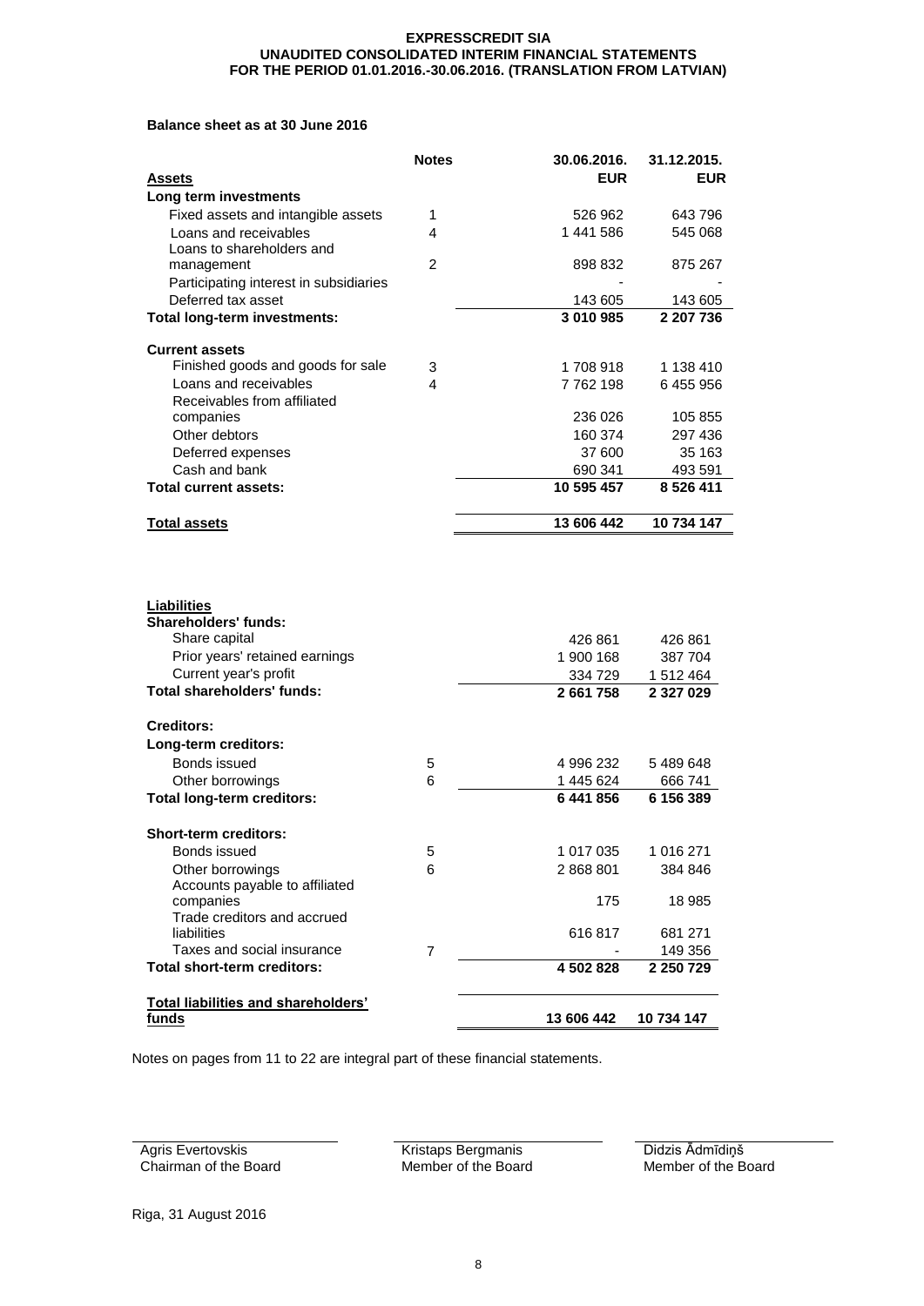**Balance sheet as at 30 June 2016**

| Assets | Notes | 30.06.2016. EUR | 31.12.2015. EUR |
|---|---|---|---|
| **Long term investments** | | | |
| Fixed assets and intangible assets | 1 | 526 962 | 643 796 |
| Loans and receivables | 4 | 1 441 586 | 545 068 |
| Loans to shareholders and management | 2 | 898 832 | 875 267 |
| Participating interest in subsidiaries | | - | - |
| Deferred tax asset | | 143 605 | 143 605 |
| **Total long-term investments:** | | **3 010 985** | **2 207 736** |
| **Current assets** | | | |
| Finished goods and goods for sale | 3 | 1 708 918 | 1 138 410 |
| Loans and receivables | 4 | 7 762 198 | 6 455 956 |
| Receivables from affiliated companies | | 236 026 | 105 855 |
| Other debtors | | 160 374 | 297 436 |
| Deferred expenses | | 37 600 | 35 163 |
| Cash and bank | | 690 341 | 493 591 |
| **Total current assets:** | | **10 595 457** | **8 526 411** |
| **Total assets** | | **13 606 442** | **10 734 147** |

| Liabilities | Notes | 30.06.2016. EUR | 31.12.2015. EUR |
|---|---|---|---|
| **Shareholders' funds:** | | | |
| Share capital | | 426 861 | 426 861 |
| Prior years' retained earnings | | 1 900 168 | 387 704 |
| Current year's profit | | 334 729 | 1 512 464 |
| **Total shareholders' funds:** | | **2 661 758** | **2 327 029** |
| **Creditors:** | | | |
| **Long-term creditors:** | | | |
| Bonds issued | 5 | 4 996 232 | 5 489 648 |
| Other borrowings | 6 | 1 445 624 | 666 741 |
| **Total long-term creditors:** | | **6 441 856** | **6 156 389** |
| **Short-term creditors:** | | | |
| Bonds issued | 5 | 1 017 035 | 1 016 271 |
| Other borrowings | 6 | 2 868 801 | 384 846 |
| Accounts payable to affiliated companies | | 175 | 18 985 |
| Trade creditors and accrued liabilities | | 616 817 | 681 271 |
| Taxes and social insurance | 7 | - | 149 356 |
| **Total short-term creditors:** | | **4 502 828** | **2 250 729** |
| **Total liabilities and shareholders' funds** | | **13 606 442** | **10 734 147** |

Notes on pages from 11 to 22 are integral part of these financial statements.

| | | |
|---|---|---|
| Agris Evertovskis | Kristaps Bergmanis | Didzis Ādmīdiņš |
| Chairman of the Board | Member of the Board | Member of the Board |

Riga, 31 August 2016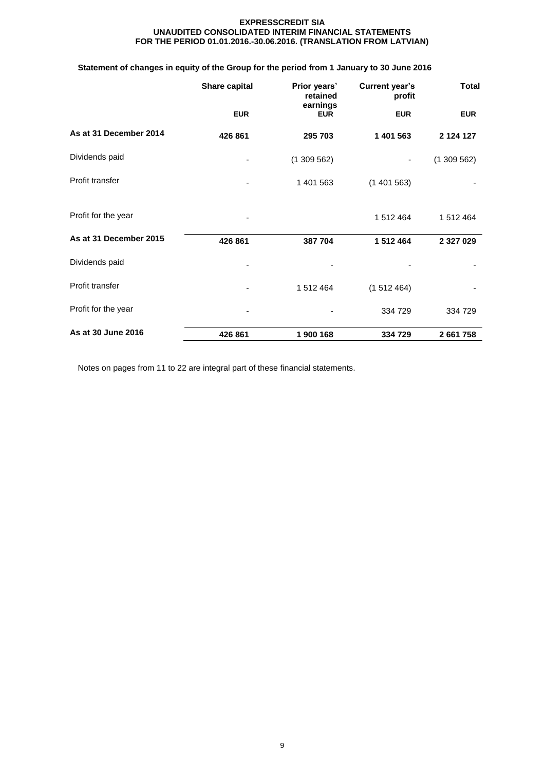### Statement of changes in equity of the Group for the period from 1 January to 30 June 2016

| | Share capital | Prior years' retained earnings | Current year's profit | Total |
|---|---|---|---|---|
| | EUR | EUR | EUR | EUR |
| **As at 31 December 2014** | **426 861** | **295 703** | **1 401 563** | **2 124 127** |
| Dividends paid | - | (1 309 562) | - | (1 309 562) |
| Profit transfer | - | 1 401 563 | (1 401 563) | - |
| Profit for the year | - | | 1 512 464 | 1 512 464 |
| **As at 31 December 2015** | **426 861** | **387 704** | **1 512 464** | **2 327 029** |
| Dividends paid | - | - | - | - |
| Profit transfer | - | 1 512 464 | (1 512 464) | - |
| Profit for the year | - | - | 334 729 | 334 729 |
| **As at 30 June 2016** | **426 861** | **1 900 168** | **334 729** | **2 661 758** |

Notes on pages from 11 to 22 are integral part of these financial statements.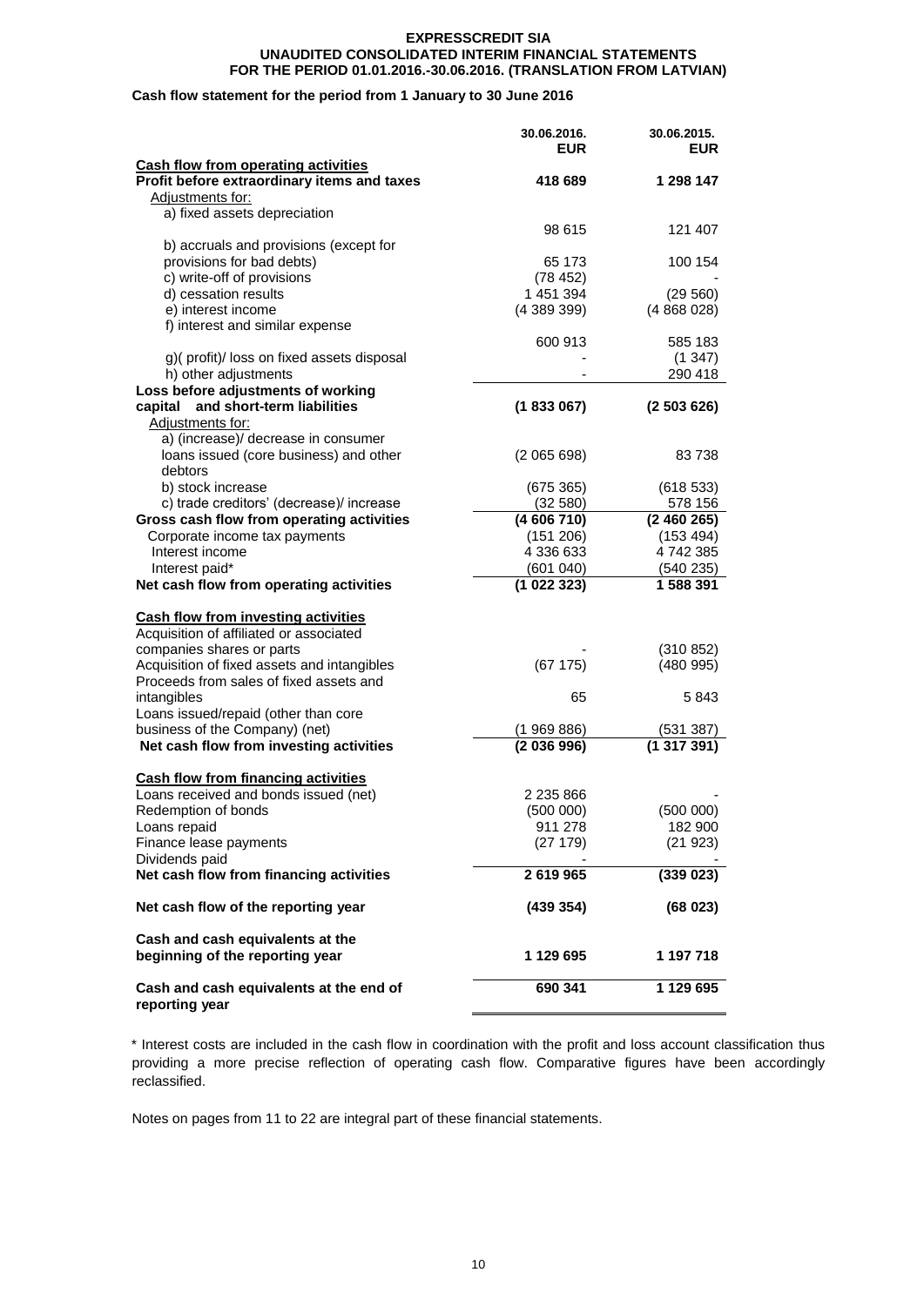**EXPRESSCREDIT SIA**
**UNAUDITED CONSOLIDATED INTERIM FINANCIAL STATEMENTS**
**FOR THE PERIOD 01.01.2016.-30.06.2016. (TRANSLATION FROM LATVIAN)**

**Cash flow statement for the period from 1 January to 30 June 2016**

| | 30.06.2016. EUR | 30.06.2015. EUR |
|---|---|---|
| **Cash flow from operating activities** | | |
| **Profit before extraordinary items and taxes** | **418 689** | **1 298 147** |
| Adjustments for: | | |
| a) fixed assets depreciation | 98 615 | 121 407 |
| b) accruals and provisions (except for provisions for bad debts) | 65 173 | 100 154 |
| c) write-off of provisions | (78 452) | - |
| d) cessation results | 1 451 394 | (29 560) |
| e) interest income | (4 389 399) | (4 868 028) |
| f) interest and similar expense | 600 913 | 585 183 |
| g)( profit)/ loss on fixed assets disposal | - | (1 347) |
| h) other adjustments | - | 290 418 |
| **Loss before adjustments of working capital and short-term liabilities** | **(1 833 067)** | **(2 503 626)** |
| Adjustments for: | | |
| a) (increase)/ decrease in consumer loans issued (core business) and other debtors | (2 065 698) | 83 738 |
| b) stock increase | (675 365) | (618 533) |
| c) trade creditors' (decrease)/ increase | (32 580) | 578 156 |
| **Gross cash flow from operating activities** | **(4 606 710)** | **(2 460 265)** |
| Corporate income tax payments | (151 206) | (153 494) |
| Interest income | 4 336 633 | 4 742 385 |
| Interest paid* | (601 040) | (540 235) |
| **Net cash flow from operating activities** | **(1 022 323)** | **1 588 391** |
| **Cash flow from investing activities** | | |
| Acquisition of affiliated or associated companies shares or parts | - | (310 852) |
| Acquisition of fixed assets and intangibles | (67 175) | (480 995) |
| Proceeds from sales of fixed assets and intangibles | 65 | 5 843 |
| Loans issued/repaid (other than core business of the Company) (net) | (1 969 886) | (531 387) |
| **Net cash flow from investing activities** | **(2 036 996)** | **(1 317 391)** |
| **Cash flow from financing activities** | | |
| Loans received and bonds issued (net) | 2 235 866 | - |
| Redemption of bonds | (500 000) | (500 000) |
| Loans repaid | 911 278 | 182 900 |
| Finance lease payments | (27 179) | (21 923) |
| Dividends paid | - | - |
| **Net cash flow from financing activities** | **2 619 965** | **(339 023)** |
| **Net cash flow of the reporting year** | **(439 354)** | **(68 023)** |
| **Cash and cash equivalents at the beginning of the reporting year** | **1 129 695** | **1 197 718** |
| **Cash and cash equivalents at the end of reporting year** | **690 341** | **1 129 695** |

\* Interest costs are included in the cash flow in coordination with the profit and loss account classification thus providing a more precise reflection of operating cash flow. Comparative figures have been accordingly reclassified.

Notes on pages from 11 to 22 are integral part of these financial statements.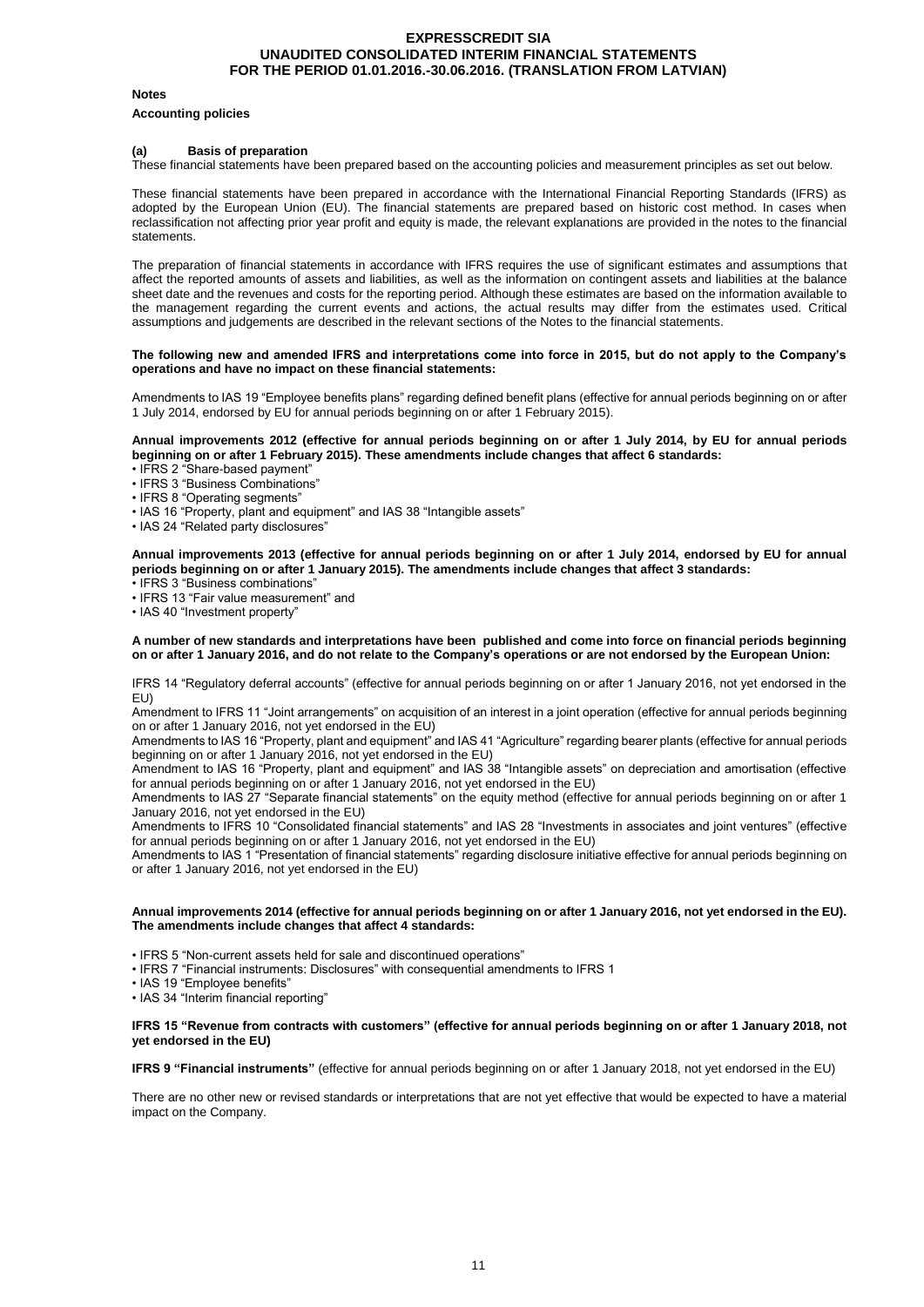**Notes**

**Accounting policies**

**(a) Basis of preparation**

These financial statements have been prepared based on the accounting policies and measurement principles as set out below.

These financial statements have been prepared in accordance with the International Financial Reporting Standards (IFRS) as adopted by the European Union (EU). The financial statements are prepared based on historic cost method. In cases when reclassification not affecting prior year profit and equity is made, the relevant explanations are provided in the notes to the financial statements.

The preparation of financial statements in accordance with IFRS requires the use of significant estimates and assumptions that affect the reported amounts of assets and liabilities, as well as the information on contingent assets and liabilities at the balance sheet date and the revenues and costs for the reporting period. Although these estimates are based on the information available to the management regarding the current events and actions, the actual results may differ from the estimates used. Critical assumptions and judgements are described in the relevant sections of the Notes to the financial statements.

**The following new and amended IFRS and interpretations come into force in 2015, but do not apply to the Company's operations and have no impact on these financial statements:**

Amendments to IAS 19 "Employee benefits plans" regarding defined benefit plans (effective for annual periods beginning on or after 1 July 2014, endorsed by EU for annual periods beginning on or after 1 February 2015).

**Annual improvements 2012 (effective for annual periods beginning on or after 1 July 2014, by EU for annual periods beginning on or after 1 February 2015). These amendments include changes that affect 6 standards:**

- IFRS 2 "Share-based payment"
- IFRS 3 "Business Combinations"
- IFRS 8 "Operating segments"
- IAS 16 "Property, plant and equipment" and IAS 38 "Intangible assets"
- IAS 24 "Related party disclosures"

**Annual improvements 2013 (effective for annual periods beginning on or after 1 July 2014, endorsed by EU for annual periods beginning on or after 1 January 2015). The amendments include changes that affect 3 standards:**

- IFRS 3 "Business combinations"
- IFRS 13 "Fair value measurement" and
- IAS 40 "Investment property"

**A number of new standards and interpretations have been published and come into force on financial periods beginning on or after 1 January 2016, and do not relate to the Company's operations or are not endorsed by the European Union:**

IFRS 14 "Regulatory deferral accounts" (effective for annual periods beginning on or after 1 January 2016, not yet endorsed in the EU)

Amendment to IFRS 11 "Joint arrangements" on acquisition of an interest in a joint operation (effective for annual periods beginning on or after 1 January 2016, not yet endorsed in the EU)

Amendments to IAS 16 "Property, plant and equipment" and IAS 41 "Agriculture" regarding bearer plants (effective for annual periods beginning on or after 1 January 2016, not yet endorsed in the EU)

Amendment to IAS 16 "Property, plant and equipment" and IAS 38 "Intangible assets" on depreciation and amortisation (effective for annual periods beginning on or after 1 January 2016, not yet endorsed in the EU)

Amendments to IAS 27 "Separate financial statements" on the equity method (effective for annual periods beginning on or after 1 January 2016, not yet endorsed in the EU)

Amendments to IFRS 10 "Consolidated financial statements" and IAS 28 "Investments in associates and joint ventures" (effective for annual periods beginning on or after 1 January 2016, not yet endorsed in the EU)

Amendments to IAS 1 "Presentation of financial statements" regarding disclosure initiative effective for annual periods beginning on or after 1 January 2016, not yet endorsed in the EU)

**Annual improvements 2014 (effective for annual periods beginning on or after 1 January 2016, not yet endorsed in the EU). The amendments include changes that affect 4 standards:**

- IFRS 5 "Non-current assets held for sale and discontinued operations"
- IFRS 7 "Financial instruments: Disclosures" with consequential amendments to IFRS 1
- IAS 19 "Employee benefits"
- IAS 34 "Interim financial reporting"

**IFRS 15 "Revenue from contracts with customers" (effective for annual periods beginning on or after 1 January 2018, not yet endorsed in the EU)**

**IFRS 9 "Financial instruments"** (effective for annual periods beginning on or after 1 January 2018, not yet endorsed in the EU)

There are no other new or revised standards or interpretations that are not yet effective that would be expected to have a material impact on the Company.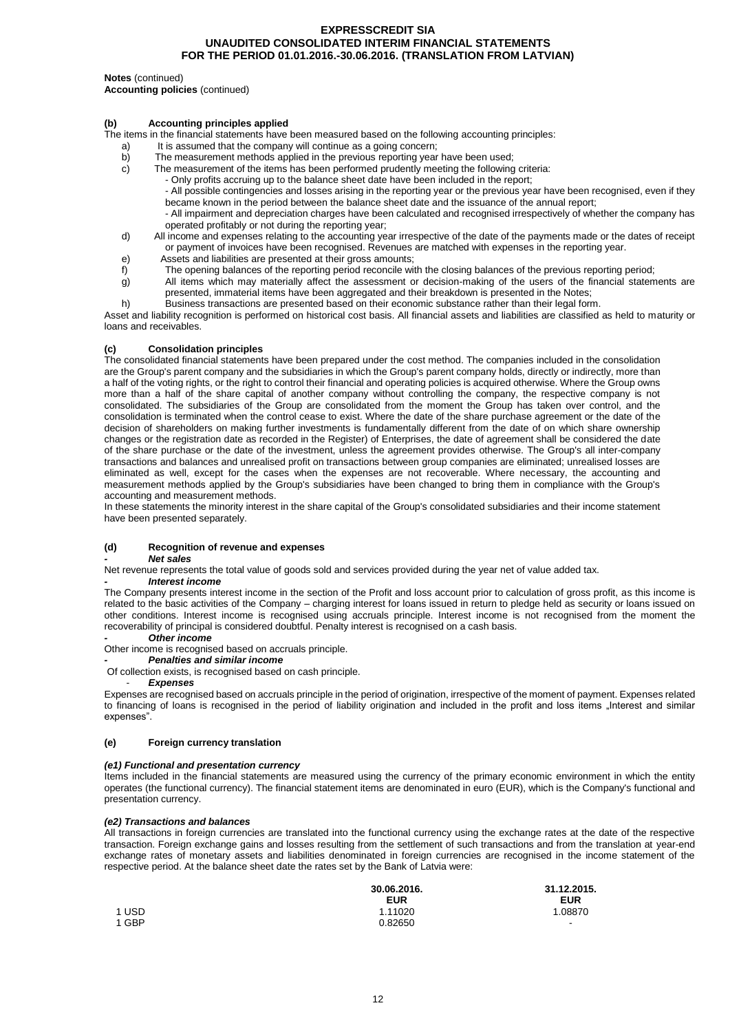**Notes** (continued)
**Accounting policies** (continued)

### (b) Accounting principles applied

The items in the financial statements have been measured based on the following accounting principles:

a) It is assumed that the company will continue as a going concern;
b) The measurement methods applied in the previous reporting year have been used;
c) The measurement of the items has been performed prudently meeting the following criteria:
   - Only profits accruing up to the balance sheet date have been included in the report;
   - All possible contingencies and losses arising in the reporting year or the previous year have been recognised, even if they became known in the period between the balance sheet date and the issuance of the annual report;
   - All impairment and depreciation charges have been calculated and recognised irrespectively of whether the company has operated profitably or not during the reporting year;
d) All income and expenses relating to the accounting year irrespective of the date of the payments made or the dates of receipt or payment of invoices have been recognised. Revenues are matched with expenses in the reporting year.
e) Assets and liabilities are presented at their gross amounts;
f) The opening balances of the reporting period reconcile with the closing balances of the previous reporting period;
g) All items which may materially affect the assessment or decision-making of the users of the financial statements are presented, immaterial items have been aggregated and their breakdown is presented in the Notes;
h) Business transactions are presented based on their economic substance rather than their legal form.

Asset and liability recognition is performed on historical cost basis. All financial assets and liabilities are classified as held to maturity or loans and receivables.

### (c) Consolidation principles

The consolidated financial statements have been prepared under the cost method. The companies included in the consolidation are the Group's parent company and the subsidiaries in which the Group's parent company holds, directly or indirectly, more than a half of the voting rights, or the right to control their financial and operating policies is acquired otherwise. Where the Group owns more than a half of the share capital of another company without controlling the company, the respective company is not consolidated. The subsidiaries of the Group are consolidated from the moment the Group has taken over control, and the consolidation is terminated when the control cease to exist. Where the date of the share purchase agreement or the date of the decision of shareholders on making further investments is fundamentally different from the date of on which share ownership changes or the registration date as recorded in the Register) of Enterprises, the date of agreement shall be considered the date of the share purchase or the date of the investment, unless the agreement provides otherwise. The Group's all inter-company transactions and balances and unrealised profit on transactions between group companies are eliminated; unrealised losses are eliminated as well, except for the cases when the expenses are not recoverable. Where necessary, the accounting and measurement methods applied by the Group's subsidiaries have been changed to bring them in compliance with the Group's accounting and measurement methods.

In these statements the minority interest in the share capital of the Group's consolidated subsidiaries and their income statement have been presented separately.

### (d) Recognition of revenue and expenses

- ***Net sales***

Net revenue represents the total value of goods sold and services provided during the year net of value added tax.

- ***Interest income***

The Company presents interest income in the section of the Profit and loss account prior to calculation of gross profit, as this income is related to the basic activities of the Company – charging interest for loans issued in return to pledge held as security or loans issued on other conditions. Interest income is recognised using accruals principle. Interest income is not recognised from the moment the recoverability of principal is considered doubtful. Penalty interest is recognised on a cash basis.

- ***Other income***

Other income is recognised based on accruals principle.

- ***Penalties and similar income***

Of collection exists, is recognised based on cash principle.

- ***Expenses***

Expenses are recognised based on accruals principle in the period of origination, irrespective of the moment of payment. Expenses related to financing of loans is recognised in the period of liability origination and included in the profit and loss items „Interest and similar expenses".

### (e) Foreign currency translation

#### *(e1) Functional and presentation currency*

Items included in the financial statements are measured using the currency of the primary economic environment in which the entity operates (the functional currency). The financial statement items are denominated in euro (EUR), which is the Company's functional and presentation currency.

#### *(e2) Transactions and balances*

All transactions in foreign currencies are translated into the functional currency using the exchange rates at the date of the respective transaction. Foreign exchange gains and losses resulting from the settlement of such transactions and from the translation at year-end exchange rates of monetary assets and liabilities denominated in foreign currencies are recognised in the income statement of the respective period. At the balance sheet date the rates set by the Bank of Latvia were:

| | 30.06.2016. | 31.12.2015. |
|---|---|---|
| | EUR | EUR |
| 1 USD | 1.11020 | 1.08870 |
| 1 GBP | 0.82650 | - |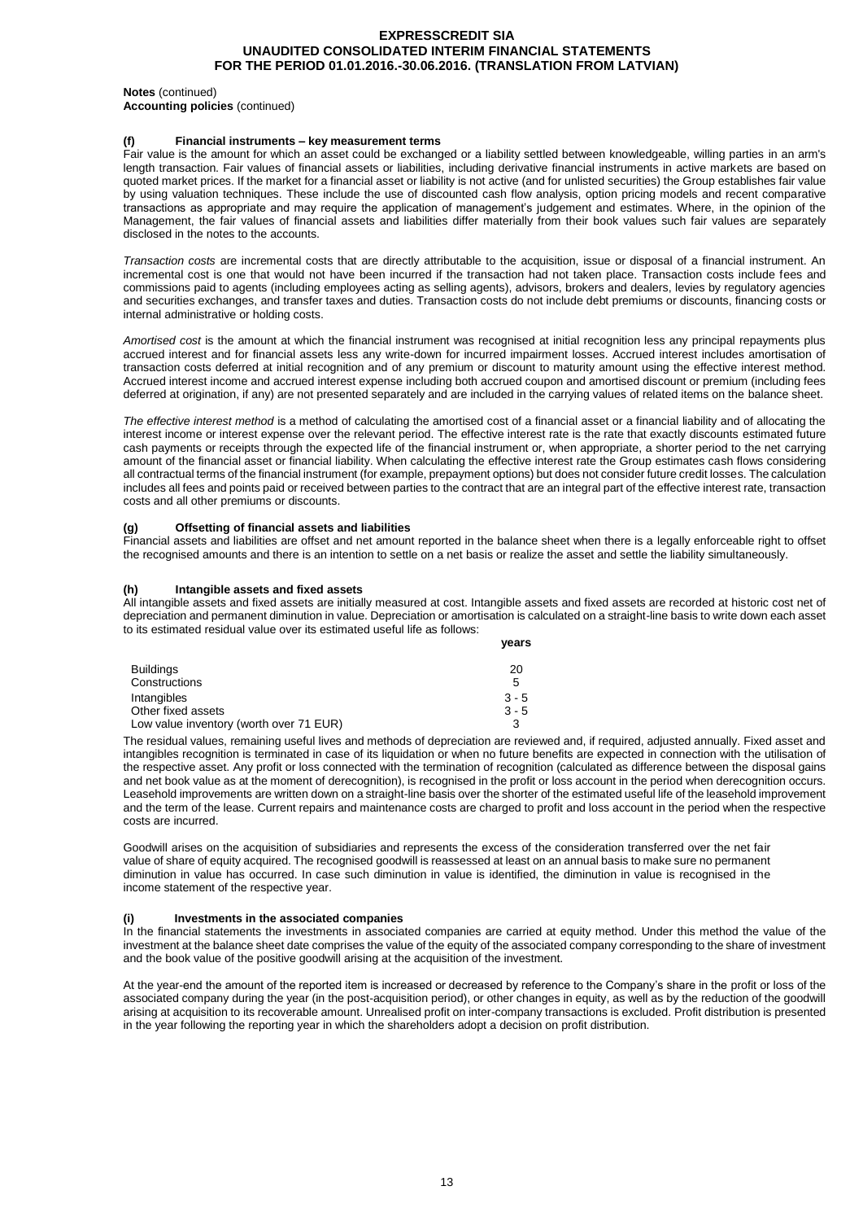**Notes** (continued)
**Accounting policies** (continued)

#### (f) Financial instruments – key measurement terms

Fair value is the amount for which an asset could be exchanged or a liability settled between knowledgeable, willing parties in an arm's length transaction. Fair values of financial assets or liabilities, including derivative financial instruments in active markets are based on quoted market prices. If the market for a financial asset or liability is not active (and for unlisted securities) the Group establishes fair value by using valuation techniques. These include the use of discounted cash flow analysis, option pricing models and recent comparative transactions as appropriate and may require the application of management's judgement and estimates. Where, in the opinion of the Management, the fair values of financial assets and liabilities differ materially from their book values such fair values are separately disclosed in the notes to the accounts.

*Transaction costs* are incremental costs that are directly attributable to the acquisition, issue or disposal of a financial instrument. An incremental cost is one that would not have been incurred if the transaction had not taken place. Transaction costs include fees and commissions paid to agents (including employees acting as selling agents), advisors, brokers and dealers, levies by regulatory agencies and securities exchanges, and transfer taxes and duties. Transaction costs do not include debt premiums or discounts, financing costs or internal administrative or holding costs.

*Amortised cost* is the amount at which the financial instrument was recognised at initial recognition less any principal repayments plus accrued interest and for financial assets less any write-down for incurred impairment losses. Accrued interest includes amortisation of transaction costs deferred at initial recognition and of any premium or discount to maturity amount using the effective interest method. Accrued interest income and accrued interest expense including both accrued coupon and amortised discount or premium (including fees deferred at origination, if any) are not presented separately and are included in the carrying values of related items on the balance sheet.

*The effective interest method* is a method of calculating the amortised cost of a financial asset or a financial liability and of allocating the interest income or interest expense over the relevant period. The effective interest rate is the rate that exactly discounts estimated future cash payments or receipts through the expected life of the financial instrument or, when appropriate, a shorter period to the net carrying amount of the financial asset or financial liability. When calculating the effective interest rate the Group estimates cash flows considering all contractual terms of the financial instrument (for example, prepayment options) but does not consider future credit losses. The calculation includes all fees and points paid or received between parties to the contract that are an integral part of the effective interest rate, transaction costs and all other premiums or discounts.

#### (g) Offsetting of financial assets and liabilities

Financial assets and liabilities are offset and net amount reported in the balance sheet when there is a legally enforceable right to offset the recognised amounts and there is an intention to settle on a net basis or realize the asset and settle the liability simultaneously.

#### (h) Intangible assets and fixed assets

All intangible assets and fixed assets are initially measured at cost. Intangible assets and fixed assets are recorded at historic cost net of depreciation and permanent diminution in value. Depreciation or amortisation is calculated on a straight-line basis to write down each asset to its estimated residual value over its estimated useful life as follows:

| | years |
|---|---|
| Buildings | 20 |
| Constructions | 5 |
| Intangibles | 3 - 5 |
| Other fixed assets | 3 - 5 |
| Low value inventory (worth over 71 EUR) | 3 |

The residual values, remaining useful lives and methods of depreciation are reviewed and, if required, adjusted annually. Fixed asset and intangibles recognition is terminated in case of its liquidation or when no future benefits are expected in connection with the utilisation of the respective asset. Any profit or loss connected with the termination of recognition (calculated as difference between the disposal gains and net book value as at the moment of derecognition), is recognised in the profit or loss account in the period when derecognition occurs. Leasehold improvements are written down on a straight-line basis over the shorter of the estimated useful life of the leasehold improvement and the term of the lease. Current repairs and maintenance costs are charged to profit and loss account in the period when the respective costs are incurred.

Goodwill arises on the acquisition of subsidiaries and represents the excess of the consideration transferred over the net fair value of share of equity acquired. The recognised goodwill is reassessed at least on an annual basis to make sure no permanent diminution in value has occurred. In case such diminution in value is identified, the diminution in value is recognised in the income statement of the respective year.

#### (i) Investments in the associated companies

In the financial statements the investments in associated companies are carried at equity method. Under this method the value of the investment at the balance sheet date comprises the value of the equity of the associated company corresponding to the share of investment and the book value of the positive goodwill arising at the acquisition of the investment.

At the year-end the amount of the reported item is increased or decreased by reference to the Company's share in the profit or loss of the associated company during the year (in the post-acquisition period), or other changes in equity, as well as by the reduction of the goodwill arising at acquisition to its recoverable amount. Unrealised profit on inter-company transactions is excluded. Profit distribution is presented in the year following the reporting year in which the shareholders adopt a decision on profit distribution.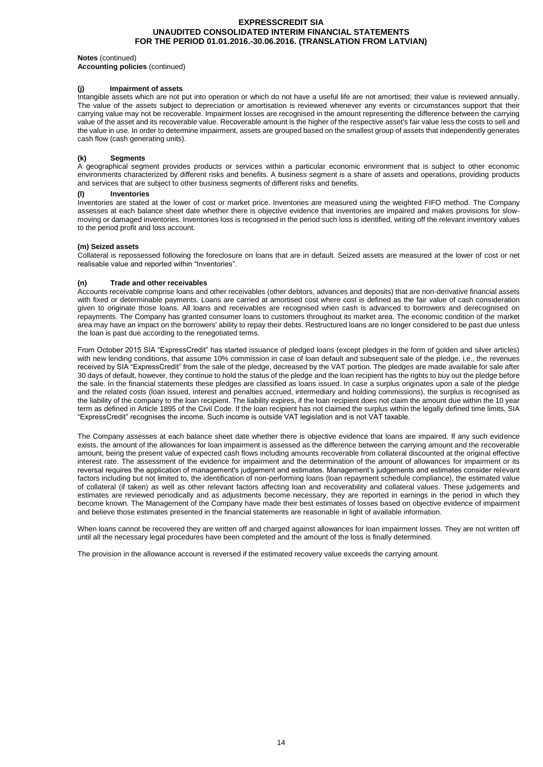**Notes** (continued)
**Accounting policies** (continued)

#### (j) Impairment of assets

Intangible assets which are not put into operation or which do not have a useful life are not amortised; their value is reviewed annually. The value of the assets subject to depreciation or amortisation is reviewed whenever any events or circumstances support that their carrying value may not be recoverable. Impairment losses are recognised in the amount representing the difference between the carrying value of the asset and its recoverable value. Recoverable amount is the higher of the respective asset's fair value less the costs to sell and the value in use. In order to determine impairment, assets are grouped based on the smallest group of assets that independently generates cash flow (cash generating units).

#### (k) Segments

A geographical segment provides products or services within a particular economic environment that is subject to other economic environments characterized by different risks and benefits. A business segment is a share of assets and operations, providing products and services that are subject to other business segments of different risks and benefits.

#### (l) Inventories

Inventories are stated at the lower of cost or market price. Inventories are measured using the weighted FIFO method. The Company assesses at each balance sheet date whether there is objective evidence that inventories are impaired and makes provisions for slow-moving or damaged inventories. Inventories loss is recognised in the period such loss is identified, writing off the relevant inventory values to the period profit and loss account.

#### (m) Seized assets

Collateral is repossessed following the foreclosure on loans that are in default. Seized assets are measured at the lower of cost or net realisable value and reported within "Inventories".

#### (n) Trade and other receivables

Accounts receivable comprise loans and other receivables (other debtors, advances and deposits) that are non-derivative financial assets with fixed or determinable payments. Loans are carried at amortised cost where cost is defined as the fair value of cash consideration given to originate those loans. All loans and receivables are recognised when cash is advanced to borrowers and derecognised on repayments. The Company has granted consumer loans to customers throughout its market area. The economic condition of the market area may have an impact on the borrowers' ability to repay their debts. Restructured loans are no longer considered to be past due unless the loan is past due according to the renegotiated terms.

From October 2015 SIA "ExpressCredit" has started issuance of pledged loans (except pledges in the form of golden and silver articles) with new lending conditions, that assume 10% commission in case of loan default and subsequent sale of the pledge, i.e., the revenues received by SIA "ExpressCredit" from the sale of the pledge, decreased by the VAT portion. The pledges are made available for sale after 30 days of default, however, they continue to hold the status of the pledge and the loan recipient has the rights to buy out the pledge before the sale. In the financial statements these pledges are classified as loans issued. In case a surplus originates upon a sale of the pledge and the related costs (loan issued, interest and penalties accrued, intermediary and holding commissions), the surplus is recognised as the liability of the company to the loan recipient. The liability expires, if the loan recipient does not claim the amount due within the 10 year term as defined in Article 1895 of the Civil Code. If the loan recipient has not claimed the surplus within the legally defined time limits, SIA "ExpressCredit" recognises the income. Such income is outside VAT legislation and is not VAT taxable.

The Company assesses at each balance sheet date whether there is objective evidence that loans are impaired. If any such evidence exists, the amount of the allowances for loan impairment is assessed as the difference between the carrying amount and the recoverable amount, being the present value of expected cash flows including amounts recoverable from collateral discounted at the original effective interest rate. The assessment of the evidence for impairment and the determination of the amount of allowances for impairment or its reversal requires the application of management's judgement and estimates. Management's judgements and estimates consider relevant factors including but not limited to, the identification of non-performing loans (loan repayment schedule compliance), the estimated value of collateral (if taken) as well as other relevant factors affecting loan and recoverability and collateral values. These judgements and estimates are reviewed periodically and as adjustments become necessary, they are reported in earnings in the period in which they become known. The Management of the Company have made their best estimates of losses based on objective evidence of impairment and believe those estimates presented in the financial statements are reasonable in light of available information.

When loans cannot be recovered they are written off and charged against allowances for loan impairment losses. They are not written off until all the necessary legal procedures have been completed and the amount of the loss is finally determined.

The provision in the allowance account is reversed if the estimated recovery value exceeds the carrying amount.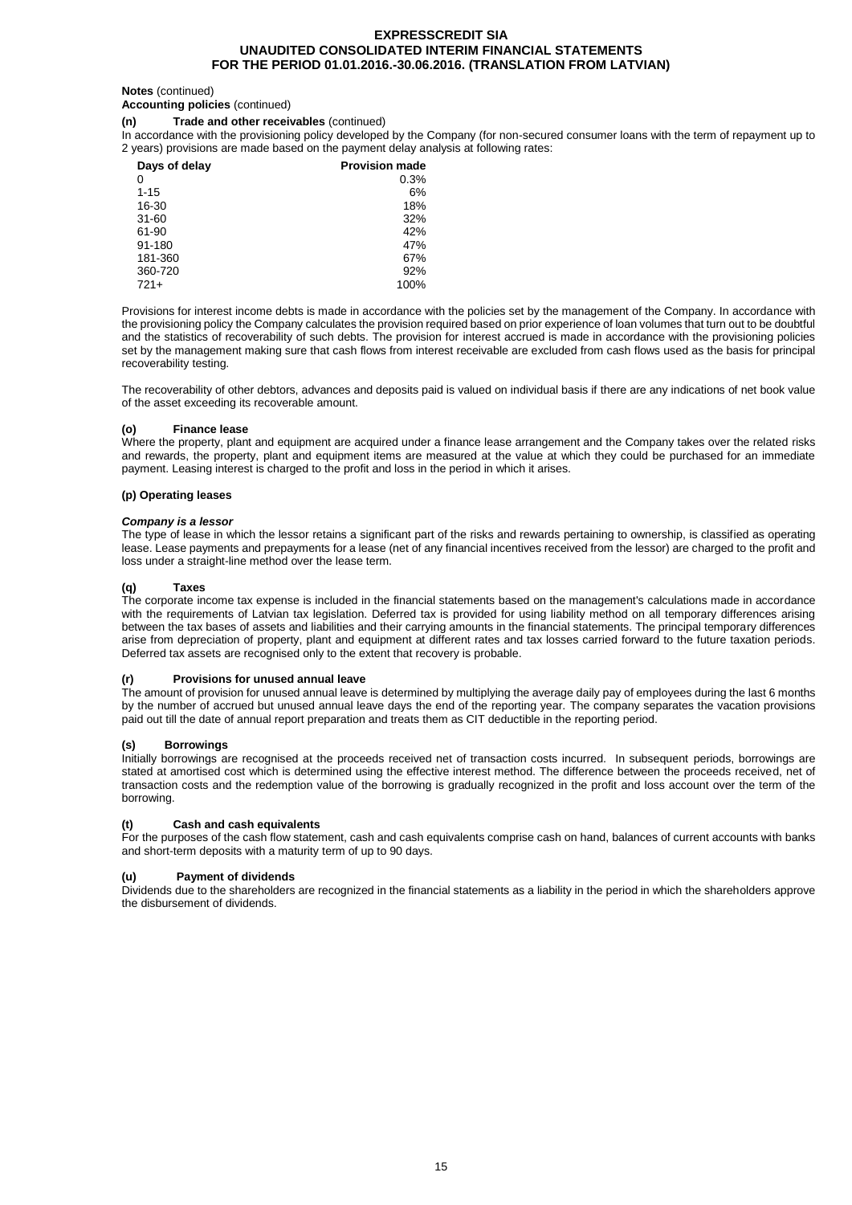**Notes** (continued)

**Accounting policies** (continued)

**(n) Trade and other receivables** (continued)

In accordance with the provisioning policy developed by the Company (for non-secured consumer loans with the term of repayment up to 2 years) provisions are made based on the payment delay analysis at following rates:

| Days of delay | Provision made |
|---|---|
| 0 | 0.3% |
| 1-15 | 6% |
| 16-30 | 18% |
| 31-60 | 32% |
| 61-90 | 42% |
| 91-180 | 47% |
| 181-360 | 67% |
| 360-720 | 92% |
| 721+ | 100% |

Provisions for interest income debts is made in accordance with the policies set by the management of the Company. In accordance with the provisioning policy the Company calculates the provision required based on prior experience of loan volumes that turn out to be doubtful and the statistics of recoverability of such debts. The provision for interest accrued is made in accordance with the provisioning policies set by the management making sure that cash flows from interest receivable are excluded from cash flows used as the basis for principal recoverability testing.

The recoverability of other debtors, advances and deposits paid is valued on individual basis if there are any indications of net book value of the asset exceeding its recoverable amount.

**(o) Finance lease**

Where the property, plant and equipment are acquired under a finance lease arrangement and the Company takes over the related risks and rewards, the property, plant and equipment items are measured at the value at which they could be purchased for an immediate payment. Leasing interest is charged to the profit and loss in the period in which it arises.

**(p) Operating leases**

***Company is a lessor***

The type of lease in which the lessor retains a significant part of the risks and rewards pertaining to ownership, is classified as operating lease. Lease payments and prepayments for a lease (net of any financial incentives received from the lessor) are charged to the profit and loss under a straight-line method over the lease term.

**(q) Taxes**

The corporate income tax expense is included in the financial statements based on the management's calculations made in accordance with the requirements of Latvian tax legislation. Deferred tax is provided for using liability method on all temporary differences arising between the tax bases of assets and liabilities and their carrying amounts in the financial statements. The principal temporary differences arise from depreciation of property, plant and equipment at different rates and tax losses carried forward to the future taxation periods. Deferred tax assets are recognised only to the extent that recovery is probable.

**(r) Provisions for unused annual leave**

The amount of provision for unused annual leave is determined by multiplying the average daily pay of employees during the last 6 months by the number of accrued but unused annual leave days the end of the reporting year. The company separates the vacation provisions paid out till the date of annual report preparation and treats them as CIT deductible in the reporting period.

**(s) Borrowings**

Initially borrowings are recognised at the proceeds received net of transaction costs incurred. In subsequent periods, borrowings are stated at amortised cost which is determined using the effective interest method. The difference between the proceeds received, net of transaction costs and the redemption value of the borrowing is gradually recognized in the profit and loss account over the term of the borrowing.

**(t) Cash and cash equivalents**

For the purposes of the cash flow statement, cash and cash equivalents comprise cash on hand, balances of current accounts with banks and short-term deposits with a maturity term of up to 90 days.

**(u) Payment of dividends**

Dividends due to the shareholders are recognized in the financial statements as a liability in the period in which the shareholders approve the disbursement of dividends.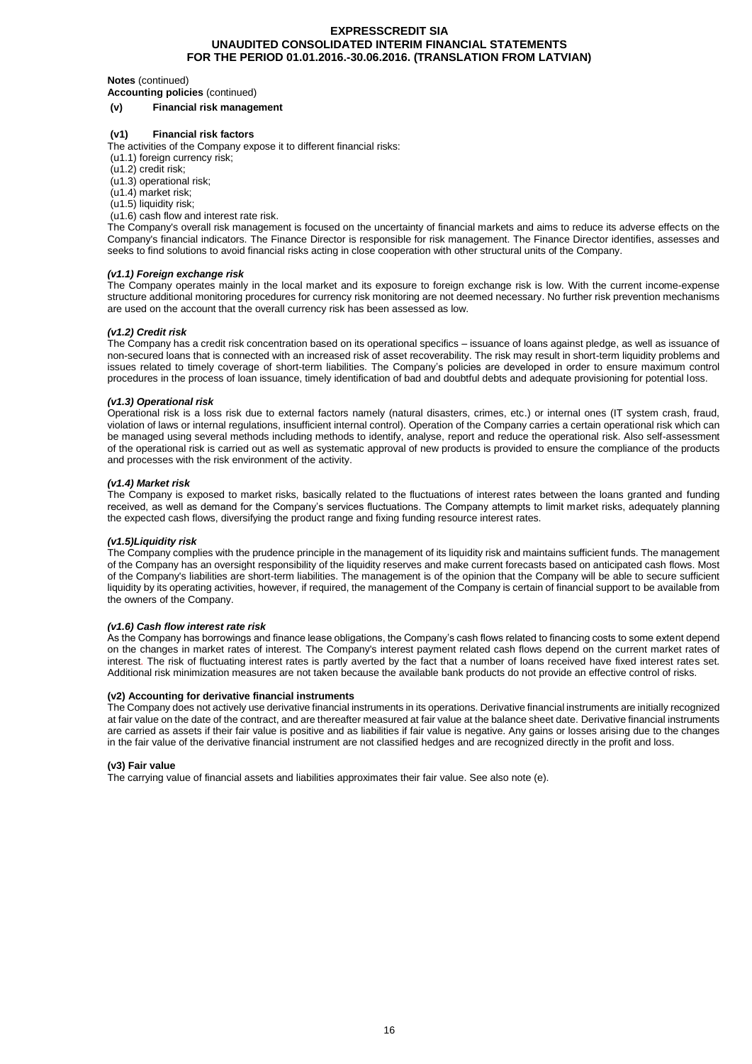**Notes** (continued)

**Accounting policies** (continued)

## (v) Financial risk management

### (v1) Financial risk factors

The activities of the Company expose it to different financial risks:

(u1.1) foreign currency risk;
(u1.2) credit risk;
(u1.3) operational risk;
(u1.4) market risk;
(u1.5) liquidity risk;
(u1.6) cash flow and interest rate risk.

The Company's overall risk management is focused on the uncertainty of financial markets and aims to reduce its adverse effects on the Company's financial indicators. The Finance Director is responsible for risk management. The Finance Director identifies, assesses and seeks to find solutions to avoid financial risks acting in close cooperation with other structural units of the Company.

***(v1.1) Foreign exchange risk***

The Company operates mainly in the local market and its exposure to foreign exchange risk is low. With the current income-expense structure additional monitoring procedures for currency risk monitoring are not deemed necessary. No further risk prevention mechanisms are used on the account that the overall currency risk has been assessed as low.

***(v1.2) Credit risk***

The Company has a credit risk concentration based on its operational specifics – issuance of loans against pledge, as well as issuance of non-secured loans that is connected with an increased risk of asset recoverability. The risk may result in short-term liquidity problems and issues related to timely coverage of short-term liabilities. The Company's policies are developed in order to ensure maximum control procedures in the process of loan issuance, timely identification of bad and doubtful debts and adequate provisioning for potential loss.

***(v1.3) Operational risk***

Operational risk is a loss risk due to external factors namely (natural disasters, crimes, etc.) or internal ones (IT system crash, fraud, violation of laws or internal regulations, insufficient internal control). Operation of the Company carries a certain operational risk which can be managed using several methods including methods to identify, analyse, report and reduce the operational risk. Also self-assessment of the operational risk is carried out as well as systematic approval of new products is provided to ensure the compliance of the products and processes with the risk environment of the activity.

***(v1.4) Market risk***

The Company is exposed to market risks, basically related to the fluctuations of interest rates between the loans granted and funding received, as well as demand for the Company's services fluctuations. The Company attempts to limit market risks, adequately planning the expected cash flows, diversifying the product range and fixing funding resource interest rates.

***(v1.5)Liquidity risk***

The Company complies with the prudence principle in the management of its liquidity risk and maintains sufficient funds. The management of the Company has an oversight responsibility of the liquidity reserves and make current forecasts based on anticipated cash flows. Most of the Company's liabilities are short-term liabilities. The management is of the opinion that the Company will be able to secure sufficient liquidity by its operating activities, however, if required, the management of the Company is certain of financial support to be available from the owners of the Company.

***(v1.6) Cash flow interest rate risk***

As the Company has borrowings and finance lease obligations, the Company's cash flows related to financing costs to some extent depend on the changes in market rates of interest. The Company's interest payment related cash flows depend on the current market rates of interest. The risk of fluctuating interest rates is partly averted by the fact that a number of loans received have fixed interest rates set. Additional risk minimization measures are not taken because the available bank products do not provide an effective control of risks.

**(v2) Accounting for derivative financial instruments**

The Company does not actively use derivative financial instruments in its operations. Derivative financial instruments are initially recognized at fair value on the date of the contract, and are thereafter measured at fair value at the balance sheet date. Derivative financial instruments are carried as assets if their fair value is positive and as liabilities if fair value is negative. Any gains or losses arising due to the changes in the fair value of the derivative financial instrument are not classified hedges and are recognized directly in the profit and loss.

**(v3) Fair value**

The carrying value of financial assets and liabilities approximates their fair value. See also note (e).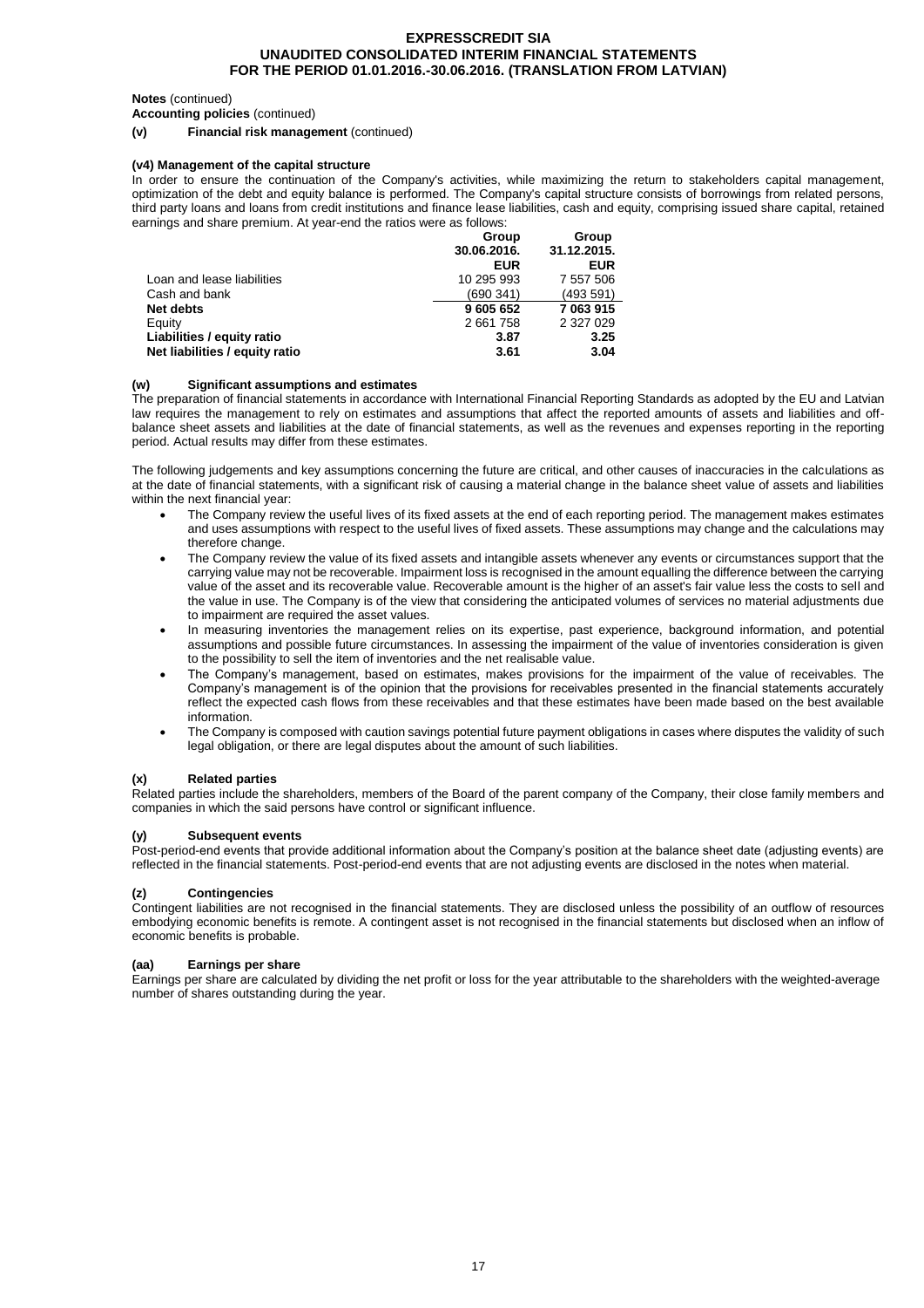**Notes** (continued)

**Accounting policies** (continued)

**(v) Financial risk management** (continued)

**(v4) Management of the capital structure**

In order to ensure the continuation of the Company's activities, while maximizing the return to stakeholders capital management, optimization of the debt and equity balance is performed. The Company's capital structure consists of borrowings from related persons, third party loans and loans from credit institutions and finance lease liabilities, cash and equity, comprising issued share capital, retained earnings and share premium. At year-end the ratios were as follows:

| | Group 30.06.2016. EUR | Group 31.12.2015. EUR |
|---|---|---|
| Loan and lease liabilities | 10 295 993 | 7 557 506 |
| Cash and bank | (690 341) | (493 591) |
| **Net debts** | **9 605 652** | **7 063 915** |
| Equity | 2 661 758 | 2 327 029 |
| **Liabilities / equity ratio** | **3.87** | **3.25** |
| **Net liabilities / equity ratio** | **3.61** | **3.04** |

**(w) Significant assumptions and estimates**

The preparation of financial statements in accordance with International Financial Reporting Standards as adopted by the EU and Latvian law requires the management to rely on estimates and assumptions that affect the reported amounts of assets and liabilities and off-balance sheet assets and liabilities at the date of financial statements, as well as the revenues and expenses reporting in the reporting period. Actual results may differ from these estimates.

The following judgements and key assumptions concerning the future are critical, and other causes of inaccuracies in the calculations as at the date of financial statements, with a significant risk of causing a material change in the balance sheet value of assets and liabilities within the next financial year:

- The Company review the useful lives of its fixed assets at the end of each reporting period. The management makes estimates and uses assumptions with respect to the useful lives of fixed assets. These assumptions may change and the calculations may therefore change.
- The Company review the value of its fixed assets and intangible assets whenever any events or circumstances support that the carrying value may not be recoverable. Impairment loss is recognised in the amount equalling the difference between the carrying value of the asset and its recoverable value. Recoverable amount is the higher of an asset's fair value less the costs to sell and the value in use. The Company is of the view that considering the anticipated volumes of services no material adjustments due to impairment are required the asset values.
- In measuring inventories the management relies on its expertise, past experience, background information, and potential assumptions and possible future circumstances. In assessing the impairment of the value of inventories consideration is given to the possibility to sell the item of inventories and the net realisable value.
- The Company's management, based on estimates, makes provisions for the impairment of the value of receivables. The Company's management is of the opinion that the provisions for receivables presented in the financial statements accurately reflect the expected cash flows from these receivables and that these estimates have been made based on the best available information.
- The Company is composed with caution savings potential future payment obligations in cases where disputes the validity of such legal obligation, or there are legal disputes about the amount of such liabilities.

**(x) Related parties**

Related parties include the shareholders, members of the Board of the parent company of the Company, their close family members and companies in which the said persons have control or significant influence.

**(y) Subsequent events**

Post-period-end events that provide additional information about the Company's position at the balance sheet date (adjusting events) are reflected in the financial statements. Post-period-end events that are not adjusting events are disclosed in the notes when material.

**(z) Contingencies**

Contingent liabilities are not recognised in the financial statements. They are disclosed unless the possibility of an outflow of resources embodying economic benefits is remote. A contingent asset is not recognised in the financial statements but disclosed when an inflow of economic benefits is probable.

**(aa) Earnings per share**

Earnings per share are calculated by dividing the net profit or loss for the year attributable to the shareholders with the weighted-average number of shares outstanding during the year.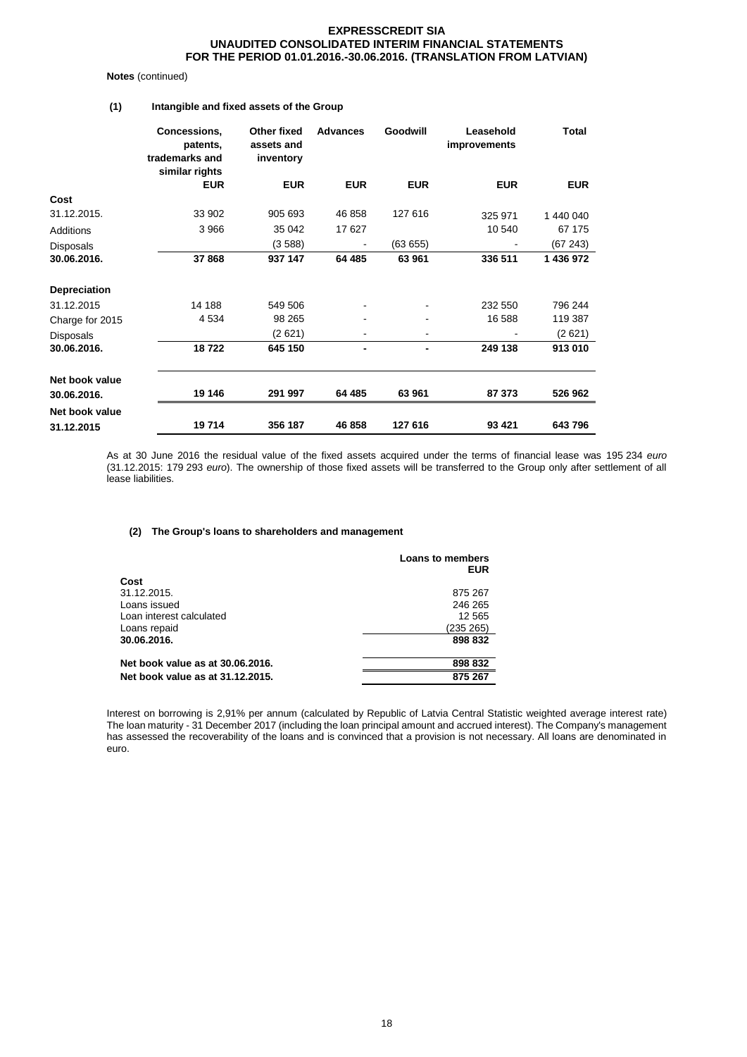**Notes** (continued)

**(1) Intangible and fixed assets of the Group**

| | Concessions, patents, trademarks and similar rights | Other fixed assets and inventory | Advances | Goodwill | Leasehold improvements | Total |
|---|---|---|---|---|---|---|
| | **EUR** | **EUR** | **EUR** | **EUR** | **EUR** | **EUR** |
| **Cost** | | | | | | |
| 31.12.2015. | 33 902 | 905 693 | 46 858 | 127 616 | 325 971 | 1 440 040 |
| Additions | 3 966 | 35 042 | 17 627 | | 10 540 | 67 175 |
| Disposals | | (3 588) | - | (63 655) | - | (67 243) |
| **30.06.2016.** | **37 868** | **937 147** | **64 485** | **63 961** | **336 511** | **1 436 972** |
| **Depreciation** | | | | | | |
| 31.12.2015 | 14 188 | 549 506 | - | - | 232 550 | 796 244 |
| Charge for 2015 | 4 534 | 98 265 | - | - | 16 588 | 119 387 |
| Disposals | | (2 621) | - | - | - | (2 621) |
| **30.06.2016.** | **18 722** | **645 150** | **-** | **-** | **249 138** | **913 010** |
| **Net book value 30.06.2016.** | **19 146** | **291 997** | **64 485** | **63 961** | **87 373** | **526 962** |
| **Net book value 31.12.2015** | **19 714** | **356 187** | **46 858** | **127 616** | **93 421** | **643 796** |

As at 30 June 2016 the residual value of the fixed assets acquired under the terms of financial lease was 195 234 *euro* (31.12.2015: 179 293 *euro*). The ownership of those fixed assets will be transferred to the Group only after settlement of all lease liabilities.

**(2) The Group's loans to shareholders and management**

| | Loans to members EUR |
|---|---|
| **Cost** | |
| 31.12.2015. | 875 267 |
| Loans issued | 246 265 |
| Loan interest calculated | 12 565 |
| Loans repaid | (235 265) |
| **30.06.2016.** | **898 832** |
| **Net book value as at 30.06.2016.** | **898 832** |
| **Net book value as at 31.12.2015.** | **875 267** |

Interest on borrowing is 2,91% per annum (calculated by Republic of Latvia Central Statistic weighted average interest rate) The loan maturity - 31 December 2017 (including the loan principal amount and accrued interest). The Company's management has assessed the recoverability of the loans and is convinced that a provision is not necessary. All loans are denominated in euro.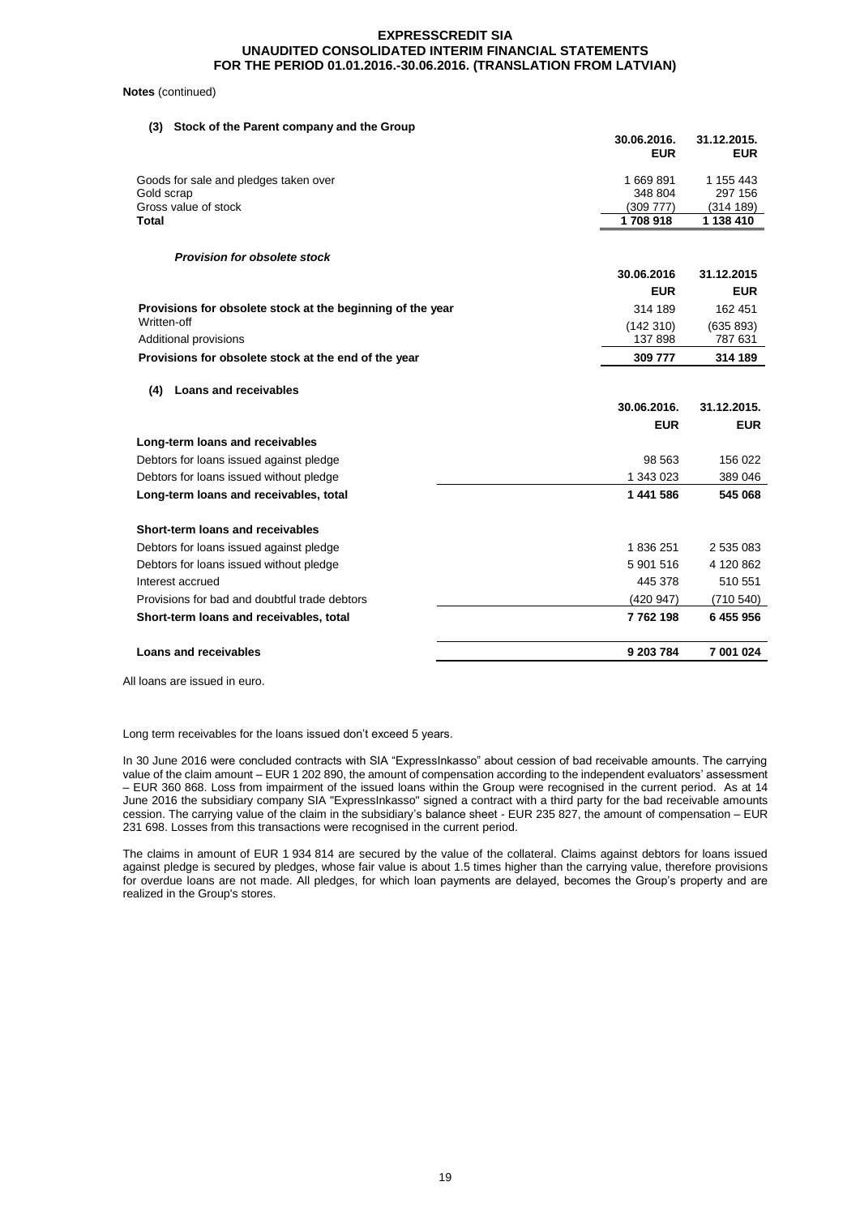**Notes** (continued)

**(3) Stock of the Parent company and the Group**

| | 30.06.2016. EUR | 31.12.2015. EUR |
|---|---|---|
| Goods for sale and pledges taken over | 1 669 891 | 1 155 443 |
| Gold scrap | 348 804 | 297 156 |
| Gross value of stock | (309 777) | (314 189) |
| **Total** | **1 708 918** | **1 138 410** |

***Provision for obsolete stock***

| | 30.06.2016 EUR | 31.12.2015 EUR |
|---|---|---|
| **Provisions for obsolete stock at the beginning of the year** | 314 189 | 162 451 |
| Written-off | (142 310) | (635 893) |
| Additional provisions | 137 898 | 787 631 |
| **Provisions for obsolete stock at the end of the year** | **309 777** | **314 189** |

**(4) Loans and receivables**

| | 30.06.2016. EUR | 31.12.2015. EUR |
|---|---|---|
| **Long-term loans and receivables** | | |
| Debtors for loans issued against pledge | 98 563 | 156 022 |
| Debtors for loans issued without pledge | 1 343 023 | 389 046 |
| **Long-term loans and receivables, total** | **1 441 586** | **545 068** |
| **Short-term loans and receivables** | | |
| Debtors for loans issued against pledge | 1 836 251 | 2 535 083 |
| Debtors for loans issued without pledge | 5 901 516 | 4 120 862 |
| Interest accrued | 445 378 | 510 551 |
| Provisions for bad and doubtful trade debtors | (420 947) | (710 540) |
| **Short-term loans and receivables, total** | **7 762 198** | **6 455 956** |
| **Loans and receivables** | **9 203 784** | **7 001 024** |

All loans are issued in euro.

Long term receivables for the loans issued don't exceed 5 years.

In 30 June 2016 were concluded contracts with SIA "ExpressInkasso" about cession of bad receivable amounts. The carrying value of the claim amount – EUR 1 202 890, the amount of compensation according to the independent evaluators' assessment – EUR 360 868. Loss from impairment of the issued loans within the Group were recognised in the current period. As at 14 June 2016 the subsidiary company SIA "ExpressInkasso" signed a contract with a third party for the bad receivable amounts cession. The carrying value of the claim in the subsidiary's balance sheet - EUR 235 827, the amount of compensation – EUR 231 698. Losses from this transactions were recognised in the current period.

The claims in amount of EUR 1 934 814 are secured by the value of the collateral. Claims against debtors for loans issued against pledge is secured by pledges, whose fair value is about 1.5 times higher than the carrying value, therefore provisions for overdue loans are not made. All pledges, for which loan payments are delayed, becomes the Group's property and are realized in the Group's stores.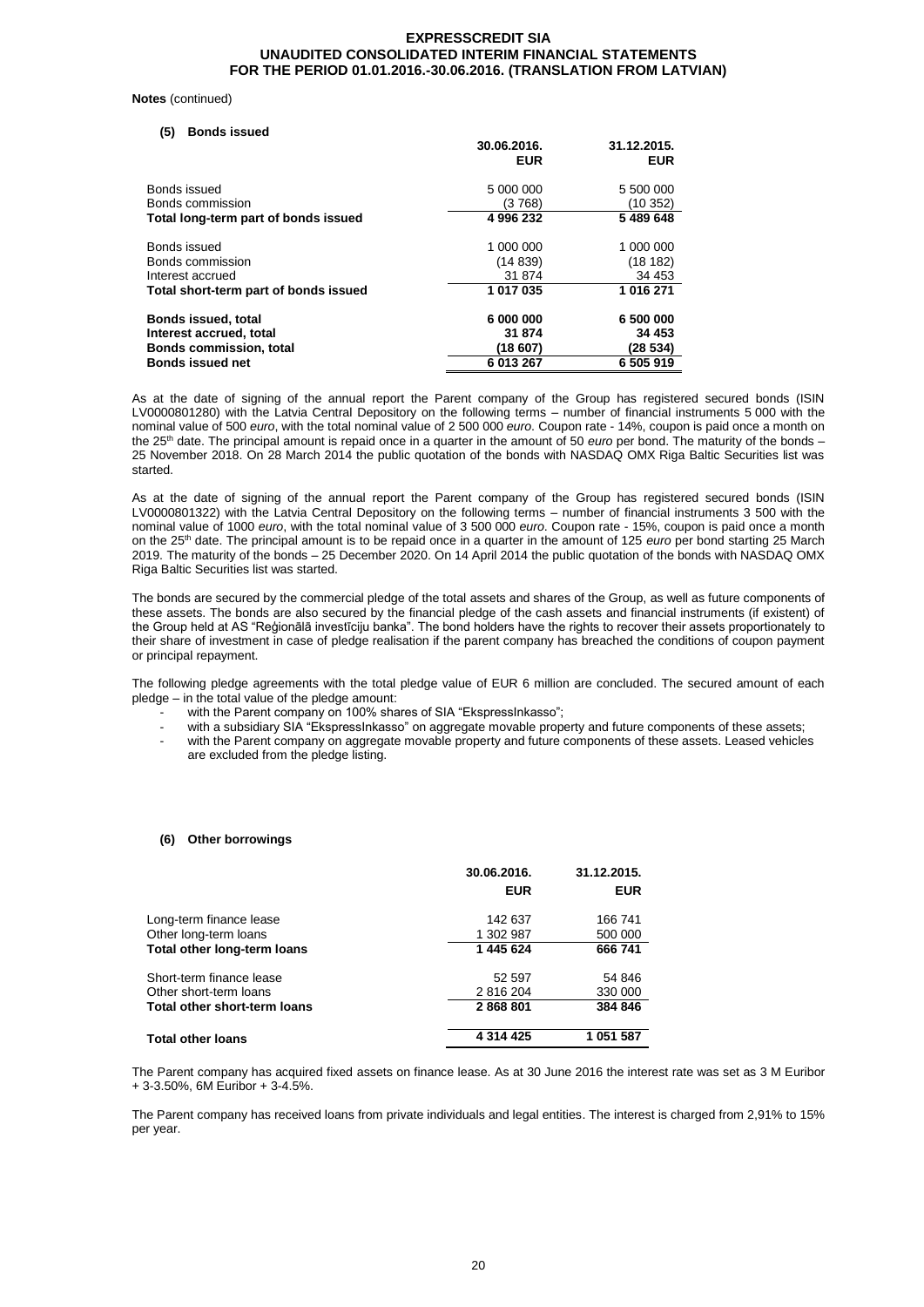**Notes** (continued)

**(5) Bonds issued**

| | 30.06.2016. EUR | 31.12.2015. EUR |
|---|---|---|
| Bonds issued | 5 000 000 | 5 500 000 |
| Bonds commission | (3 768) | (10 352) |
| **Total long-term part of bonds issued** | **4 996 232** | **5 489 648** |
| Bonds issued | 1 000 000 | 1 000 000 |
| Bonds commission | (14 839) | (18 182) |
| Interest accrued | 31 874 | 34 453 |
| **Total short-term part of bonds issued** | **1 017 035** | **1 016 271** |
| **Bonds issued, total** | **6 000 000** | **6 500 000** |
| **Interest accrued, total** | **31 874** | **34 453** |
| **Bonds commission, total** | **(18 607)** | **(28 534)** |
| **Bonds issued net** | **6 013 267** | **6 505 919** |

As at the date of signing of the annual report the Parent company of the Group has registered secured bonds (ISIN LV0000801280) with the Latvia Central Depository on the following terms – number of financial instruments 5 000 with the nominal value of 500 *euro*, with the total nominal value of 2 500 000 *euro*. Coupon rate - 14%, coupon is paid once a month on the 25th date. The principal amount is repaid once in a quarter in the amount of 50 *euro* per bond. The maturity of the bonds – 25 November 2018. On 28 March 2014 the public quotation of the bonds with NASDAQ OMX Riga Baltic Securities list was started.

As at the date of signing of the annual report the Parent company of the Group has registered secured bonds (ISIN LV0000801322) with the Latvia Central Depository on the following terms – number of financial instruments 3 500 with the nominal value of 1000 *euro*, with the total nominal value of 3 500 000 *euro*. Coupon rate - 15%, coupon is paid once a month on the 25th date. The principal amount is to be repaid once in a quarter in the amount of 125 *euro* per bond starting 25 March 2019. The maturity of the bonds – 25 December 2020. On 14 April 2014 the public quotation of the bonds with NASDAQ OMX Riga Baltic Securities list was started.

The bonds are secured by the commercial pledge of the total assets and shares of the Group, as well as future components of these assets. The bonds are also secured by the financial pledge of the cash assets and financial instruments (if existent) of the Group held at AS "Reģionālā investīciju banka". The bond holders have the rights to recover their assets proportionately to their share of investment in case of pledge realisation if the parent company has breached the conditions of coupon payment or principal repayment.

The following pledge agreements with the total pledge value of EUR 6 million are concluded. The secured amount of each pledge – in the total value of the pledge amount:

- with the Parent company on 100% shares of SIA "EkspressInkasso";
- with a subsidiary SIA "EkspressInkasso" on aggregate movable property and future components of these assets;
- with the Parent company on aggregate movable property and future components of these assets. Leased vehicles are excluded from the pledge listing.

**(6) Other borrowings**

| | 30.06.2016. EUR | 31.12.2015. EUR |
|---|---|---|
| Long-term finance lease | 142 637 | 166 741 |
| Other long-term loans | 1 302 987 | 500 000 |
| **Total other long-term loans** | **1 445 624** | **666 741** |
| Short-term finance lease | 52 597 | 54 846 |
| Other short-term loans | 2 816 204 | 330 000 |
| **Total other short-term loans** | **2 868 801** | **384 846** |
| **Total other loans** | **4 314 425** | **1 051 587** |

The Parent company has acquired fixed assets on finance lease. As at 30 June 2016 the interest rate was set as 3 M Euribor + 3-3.50%, 6M Euribor + 3-4.5%.

The Parent company has received loans from private individuals and legal entities. The interest is charged from 2,91% to 15% per year.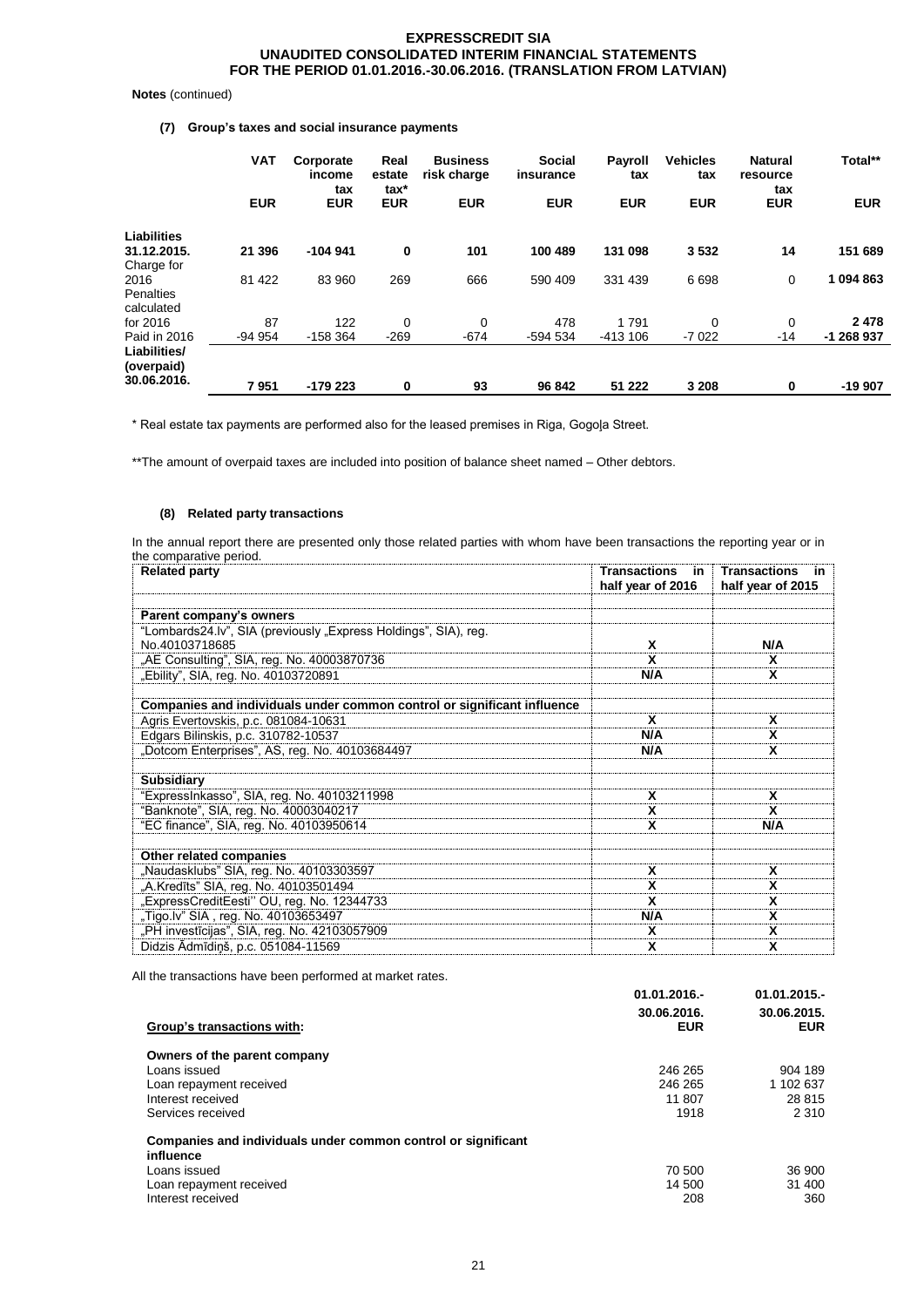**Notes** (continued)

**(7) Group's taxes and social insurance payments**

| | VAT | Corporate income tax | Real estate tax* | Business risk charge | Social insurance | Payroll tax | Vehicles tax | Natural resource tax | Total** |
|---|---|---|---|---|---|---|---|---|---|
| | EUR | EUR | EUR | EUR | EUR | EUR | EUR | EUR | EUR |
| **Liabilities 31.12.2015.** | **21 396** | **-104 941** | **0** | **101** | **100 489** | **131 098** | **3 532** | **14** | **151 689** |
| Charge for 2016 | 81 422 | 83 960 | 269 | 666 | 590 409 | 331 439 | 6 698 | 0 | **1 094 863** |
| Penalties calculated for 2016 | 87 | 122 | 0 | 0 | 478 | 1 791 | 0 | 0 | **2 478** |
| Paid in 2016 | -94 954 | -158 364 | -269 | -674 | -594 534 | -413 106 | -7 022 | -14 | **-1 268 937** |
| **Liabilities/ (overpaid) 30.06.2016.** | **7 951** | **-179 223** | **0** | **93** | **96 842** | **51 222** | **3 208** | **0** | **-19 907** |

\* Real estate tax payments are performed also for the leased premises in Riga, Gogoļa Street.

\*\*The amount of overpaid taxes are included into position of balance sheet named – Other debtors.

**(8) Related party transactions**

In the annual report there are presented only those related parties with whom have been transactions the reporting year or in the comparative period.

| Related party | Transactions in half year of 2016 | Transactions in half year of 2015 |
|---|---|---|
| | | |
| **Parent company's owners** | | |
| "Lombards24.lv", SIA (previously „Express Holdings", SIA), reg. No.40103718685 | **X** | **N/A** |
| „AE Consulting", SIA, reg. No. 40003870736 | **X** | **X** |
| „Ebility", SIA, reg. No. 40103720891 | **N/A** | **X** |
| | | |
| **Companies and individuals under common control or significant influence** | | |
| Agris Evertovskis, p.c. 081084-10631 | **X** | **X** |
| Edgars Bilinskis, p.c. 310782-10537 | **N/A** | **X** |
| „Dotcom Enterprises", AS, reg. No. 40103684497 | **N/A** | **X** |
| | | |
| **Subsidiary** | | |
| "ExpressInkasso", SIA, reg. No. 40103211998 | **X** | **X** |
| "Banknote", SIA, reg. No. 40003040217 | **X** | **X** |
| "EC finance", SIA, reg. No. 40103950614 | **X** | **N/A** |
| | | |
| **Other related companies** | | |
| „Naudasklubs" SIA, reg. No. 40103303597 | **X** | **X** |
| „A.Kredīts" SIA, reg. No. 40103501494 | **X** | **X** |
| „ExpressCreditEesti'' OU, reg. No. 12344733 | **X** | **X** |
| „Tigo.lv" SIA , reg. No. 40103653497 | **N/A** | **X** |
| „PH investīcijas", SIA, reg. No. 42103057909 | **X** | **X** |
| Didzis Ādmīdiņš, p.c. 051084-11569 | **X** | **X** |

All the transactions have been performed at market rates.

| **Group's transactions with:** | **01.01.2016.- 30.06.2016. EUR** | **01.01.2015.- 30.06.2015. EUR** |
|---|---|---|
| **Owners of the parent company** | | |
| Loans issued | 246 265 | 904 189 |
| Loan repayment received | 246 265 | 1 102 637 |
| Interest received | 11 807 | 28 815 |
| Services received | 1918 | 2 310 |
| **Companies and individuals under common control or significant influence** | | |
| Loans issued | 70 500 | 36 900 |
| Loan repayment received | 14 500 | 31 400 |
| Interest received | 208 | 360 |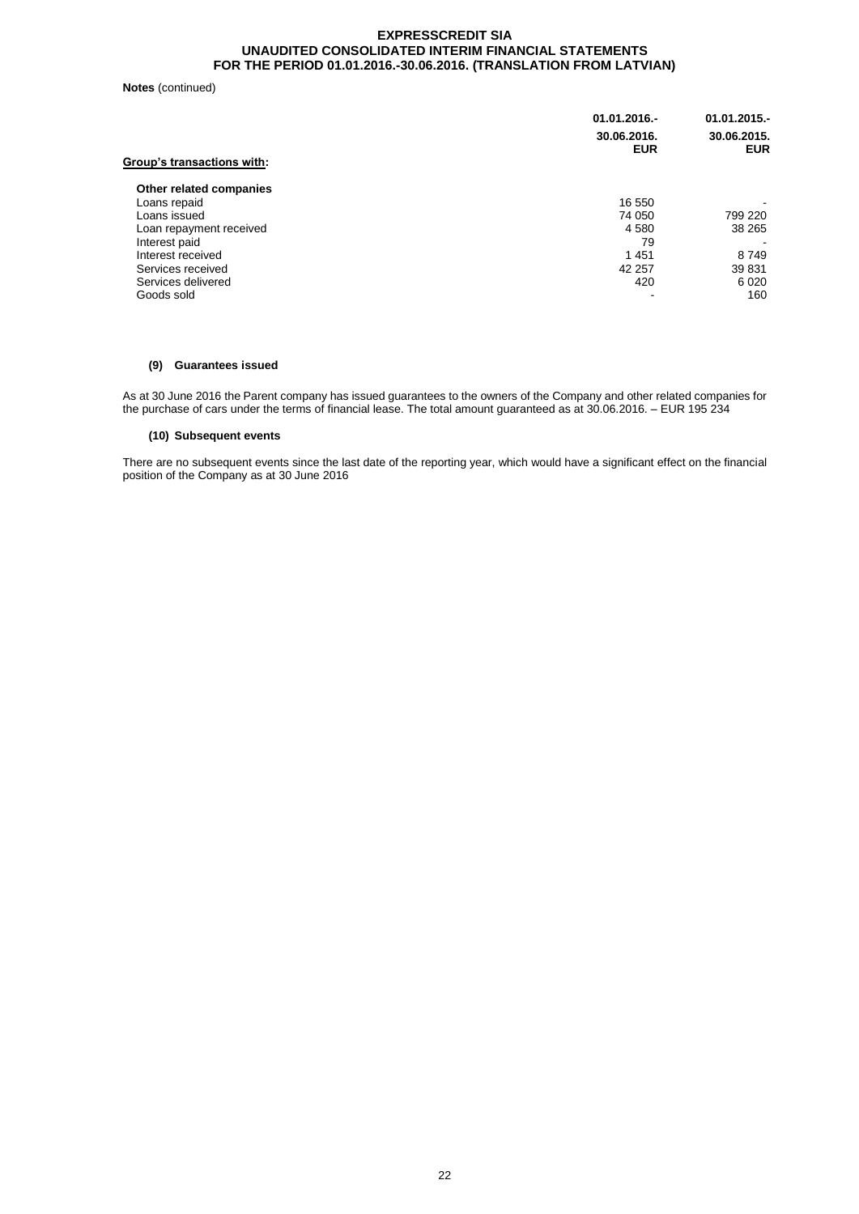**Notes** (continued)

| Group's transactions with: | 01.01.2016.- 30.06.2016. EUR | 01.01.2015.- 30.06.2015. EUR |
|---|---|---|
| **Other related companies** | | |
| Loans repaid | 16 550 | - |
| Loans issued | 74 050 | 799 220 |
| Loan repayment received | 4 580 | 38 265 |
| Interest paid | 79 | - |
| Interest received | 1 451 | 8 749 |
| Services received | 42 257 | 39 831 |
| Services delivered | 420 | 6 020 |
| Goods sold | - | 160 |

#### (9) Guarantees issued

As at 30 June 2016 the Parent company has issued guarantees to the owners of the Company and other related companies for the purchase of cars under the terms of financial lease. The total amount guaranteed as at 30.06.2016. – EUR 195 234

#### (10) Subsequent events

There are no subsequent events since the last date of the reporting year, which would have a significant effect on the financial position of the Company as at 30 June 2016